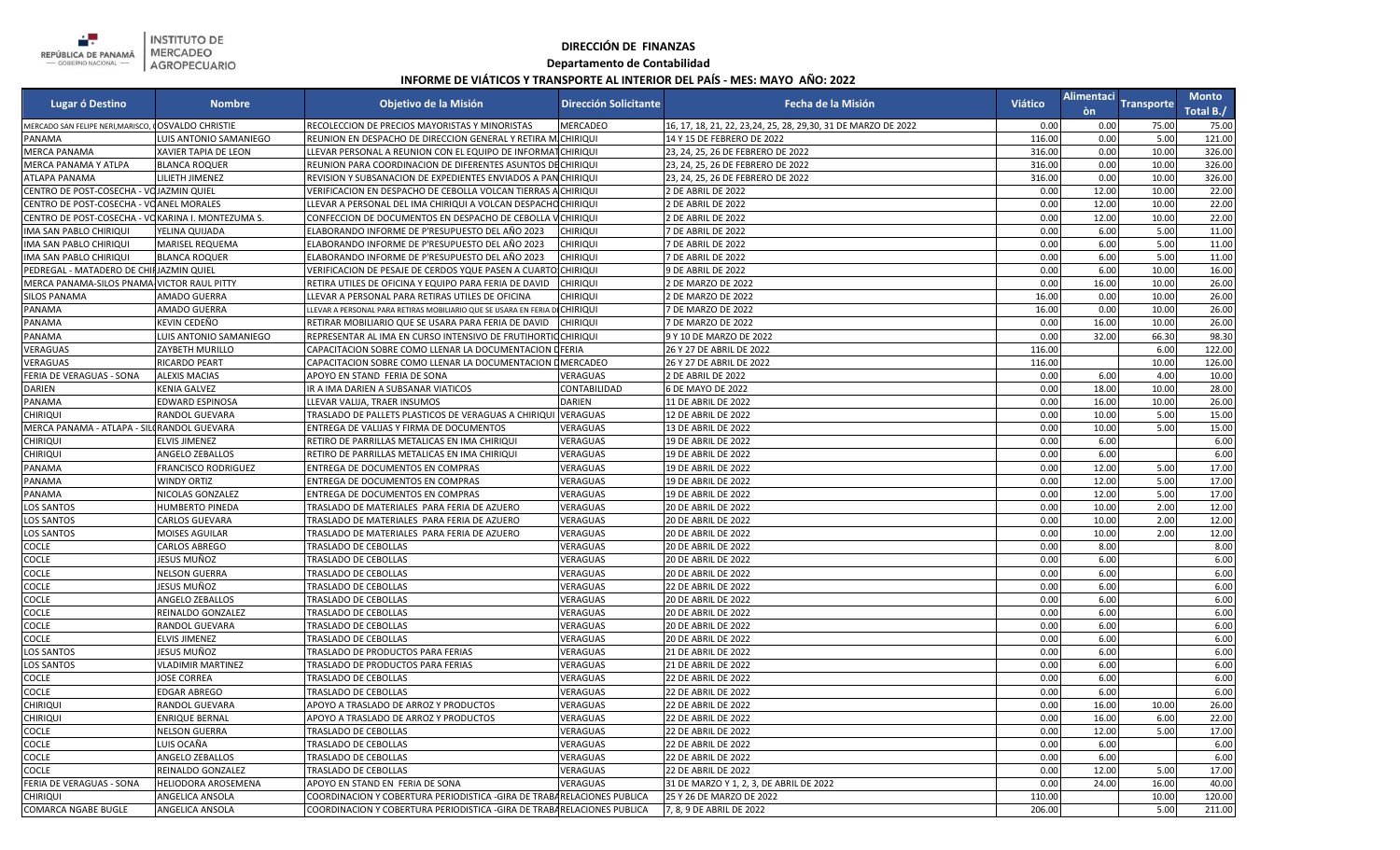INSTITUTO DE MERCADEO AGROPECUARIO

REPÚBLICA DE PANAMÁ — GOBIERNO NACIONAL —

**DIRECCIÓN DE FINANZAS**

**Departamento de Contabilidad**

**INFORME DE VIÁTICOS Y TRANSPORTE AL INTERIOR DEL PAÍS - MES: MAYO AÑO: 2022**

| Lugar ó Destino | Nombre | Objetivo de la Misión | Dirección Solicitante | Fecha de la Misión | Viático | Alimentaciòn | Transporte | Monto Total B./ |
|---|---|---|---|---|---|---|---|---|
| MERCADO SAN FELIPE NERI,MARISCO, ( | OSVALDO CHRISTIE | RECOLECCION DE PRECIOS MAYORISTAS Y MINORISTAS | MERCADEO | 16, 17, 18, 21, 22, 23,24, 25, 28, 29,30, 31 DE MARZO DE 2022 | 0.00 | 0.00 | 75.00 | 75.00 |
| PANAMA | LUIS ANTONIO SAMANIEGO | REUNION EN DESPACHO DE DIRECCION GENERAL Y RETIRA M | CHIRIQUI | 14 Y 15 DE FEBRERO DE 2022 | 116.00 | 0.00 | 5.00 | 121.00 |
| MERCA PANAMA | XAVIER TAPIA DE LEON | LLEVAR PERSONAL A REUNION CON EL EQUIPO DE INFORMAT | CHIRIQUI | 23, 24, 25, 26 DE FEBRERO DE 2022 | 316.00 | 0.00 | 10.00 | 326.00 |
| MERCA PANAMA Y ATLPA | BLANCA ROQUER | REUNION PARA COORDINACION DE DIFERENTES ASUNTOS DE | CHIRIQUI | 23, 24, 25, 26 DE FEBRERO DE 2022 | 316.00 | 0.00 | 10.00 | 326.00 |
| ATLAPA PANAMA | LILIETH JIMENEZ | REVISION Y SUBSANACION DE EXPEDIENTES ENVIADOS A PAN | CHIRIQUI | 23, 24, 25, 26 DE FEBRERO DE 2022 | 316.00 | 0.00 | 10.00 | 326.00 |
| CENTRO DE POST-COSECHA - VO | JAZMIN QUIEL | VERIFICACION EN DESPACHO DE CEBOLLA VOLCAN TIERRAS A | CHIRIQUI | 2 DE ABRIL DE 2022 | 0.00 | 12.00 | 10.00 | 22.00 |
| CENTRO DE POST-COSECHA - VO | ANEL MORALES | LLEVAR A PERSONAL DEL IMA CHIRIQUI A VOLCAN DESPACHO | CHIRIQUI | 2 DE ABRIL DE 2022 | 0.00 | 12.00 | 10.00 | 22.00 |
| CENTRO DE POST-COSECHA - VO | KARINA I. MONTEZUMA S. | CONFECCION DE DOCUMENTOS EN DESPACHO DE CEBOLLA V | CHIRIQUI | 2 DE ABRIL DE 2022 | 0.00 | 12.00 | 10.00 | 22.00 |
| IMA SAN PABLO CHIRIQUI | YELINA QUIJADA | ELABORANDO INFORME DE P'RESUPUESTO DEL AÑO 2023 | CHIRIQUI | 7 DE ABRIL DE 2022 | 0.00 | 6.00 | 5.00 | 11.00 |
| IMA SAN PABLO CHIRIQUI | MARISEL REQUEMA | ELABORANDO INFORME DE P'RESUPUESTO DEL AÑO 2023 | CHIRIQUI | 7 DE ABRIL DE 2022 | 0.00 | 6.00 | 5.00 | 11.00 |
| IMA SAN PABLO CHIRIQUI | BLANCA ROQUER | ELABORANDO INFORME DE P'RESUPUESTO DEL AÑO 2023 | CHIRIQUI | 7 DE ABRIL DE 2022 | 0.00 | 6.00 | 5.00 | 11.00 |
| PEDREGAL - MATADERO DE CHIR | JAZMIN QUIEL | VERIFICACION DE PESAJE DE CERDOS YQUE PASEN A CUARTO | CHIRIQUI | 9 DE ABRIL DE 2022 | 0.00 | 6.00 | 10.00 | 16.00 |
| MERCA PANAMA-SILOS PNAMA | VICTOR RAUL PITTY | RETIRA UTILES DE OFICINA Y EQUIPO PARA FERIA DE DAVID | CHIRIQUI | 2 DE MARZO DE 2022 | 0.00 | 16.00 | 10.00 | 26.00 |
| SILOS PANAMA | AMADO GUERRA | LLEVAR A PERSONAL PARA RETIRAS UTILES DE OFICINA | CHIRIQUI | 2 DE MARZO DE 2022 | 16.00 | 0.00 | 10.00 | 26.00 |
| PANAMA | AMADO GUERRA | LLEVAR A PERSONAL PARA RETIRAS MOBILIARIO QUE SE USARA EN FERIA D | CHIRIQUI | 7 DE MARZO DE 2022 | 16.00 | 0.00 | 10.00 | 26.00 |
| PANAMA | KEVIN CEDEÑO | RETIRAR MOBILIARIO QUE SE USARA PARA FERIA DE DAVID | CHIRIQUI | 7 DE MARZO DE 2022 | 0.00 | 16.00 | 10.00 | 26.00 |
| PANAMA | LUIS ANTONIO SAMANIEGO | REPRESENTAR AL IMA EN CURSO INTENSIVO DE FRUTIHORTIC | CHIRIQUI | 9 Y 10 DE MARZO DE 2022 | 0.00 | 32.00 | 66.30 | 98.30 |
| VERAGUAS | ZAYBETH MURILLO | CAPACITACION SOBRE COMO LLENAR LA DOCUMENTACION D | FERIA | 26 Y 27 DE ABRIL DE 2022 | 116.00 | | 6.00 | 122.00 |
| VERAGUAS | RICARDO PEART | CAPACITACION SOBRE COMO LLENAR LA DOCUMENTACION D | MERCADEO | 26 Y 27 DE ABRIL DE 2022 | 116.00 | | 10.00 | 126.00 |
| FERIA DE VERAGUAS - SONA | ALEXIS MACIAS | APOYO EN STAND FERIA DE SONA | VERAGUAS | 2 DE ABRIL DE 2022 | 0.00 | 6.00 | 4.00 | 10.00 |
| DARIEN | KENIA GALVEZ | IR A IMA DARIEN A SUBSANAR VIATICOS | CONTABILIDAD | 6 DE MAYO DE 2022 | 0.00 | 18.00 | 10.00 | 28.00 |
| PANAMA | EDWARD ESPINOSA | LLEVAR VALIJA, TRAER INSUMOS | DARIEN | 11 DE ABRIL DE 2022 | 0.00 | 16.00 | 10.00 | 26.00 |
| CHIRIQUI | RANDOL GUEVARA | TRASLADO DE PALLETS PLASTICOS DE VERAGUAS A CHIRIQUI | VERAGUAS | 12 DE ABRIL DE 2022 | 0.00 | 10.00 | 5.00 | 15.00 |
| MERCA PANAMA - ATLAPA - SIL | RANDOL GUEVARA | ENTREGA DE VALIJAS Y FIRMA DE DOCUMENTOS | VERAGUAS | 13 DE ABRIL DE 2022 | 0.00 | 10.00 | 5.00 | 15.00 |
| CHIRIQUI | ELVIS JIMENEZ | RETIRO DE PARRILLAS METALICAS EN IMA CHIRIQUI | VERAGUAS | 19 DE ABRIL DE 2022 | 0.00 | 6.00 | | 6.00 |
| CHIRIQUI | ANGELO ZEBALLOS | RETIRO DE PARRILLAS METALICAS EN IMA CHIRIQUI | VERAGUAS | 19 DE ABRIL DE 2022 | 0.00 | 6.00 | | 6.00 |
| PANAMA | FRANCISCO RODRIGUEZ | ENTREGA DE DOCUMENTOS EN COMPRAS | VERAGUAS | 19 DE ABRIL DE 2022 | 0.00 | 12.00 | 5.00 | 17.00 |
| PANAMA | WINDY ORTIZ | ENTREGA DE DOCUMENTOS EN COMPRAS | VERAGUAS | 19 DE ABRIL DE 2022 | 0.00 | 12.00 | 5.00 | 17.00 |
| PANAMA | NICOLAS GONZALEZ | ENTREGA DE DOCUMENTOS EN COMPRAS | VERAGUAS | 19 DE ABRIL DE 2022 | 0.00 | 12.00 | 5.00 | 17.00 |
| LOS SANTOS | HUMBERTO PINEDA | TRASLADO DE MATERIALES PARA FERIA DE AZUERO | VERAGUAS | 20 DE ABRIL DE 2022 | 0.00 | 10.00 | 2.00 | 12.00 |
| LOS SANTOS | CARLOS GUEVARA | TRASLADO DE MATERIALES PARA FERIA DE AZUERO | VERAGUAS | 20 DE ABRIL DE 2022 | 0.00 | 10.00 | 2.00 | 12.00 |
| LOS SANTOS | MOISES AGUILAR | TRASLADO DE MATERIALES PARA FERIA DE AZUERO | VERAGUAS | 20 DE ABRIL DE 2022 | 0.00 | 10.00 | 2.00 | 12.00 |
| COCLE | CARLOS ABREGO | TRASLADO DE CEBOLLAS | VERAGUAS | 20 DE ABRIL DE 2022 | 0.00 | 8.00 | | 8.00 |
| COCLE | JESUS MUÑOZ | TRASLADO DE CEBOLLAS | VERAGUAS | 20 DE ABRIL DE 2022 | 0.00 | 6.00 | | 6.00 |
| COCLE | NELSON GUERRA | TRASLADO DE CEBOLLAS | VERAGUAS | 20 DE ABRIL DE 2022 | 0.00 | 6.00 | | 6.00 |
| COCLE | JESUS MUÑOZ | TRASLADO DE CEBOLLAS | VERAGUAS | 22 DE ABRIL DE 2022 | 0.00 | 6.00 | | 6.00 |
| COCLE | ANGELO ZEBALLOS | TRASLADO DE CEBOLLAS | VERAGUAS | 20 DE ABRIL DE 2022 | 0.00 | 6.00 | | 6.00 |
| COCLE | REINALDO GONZALEZ | TRASLADO DE CEBOLLAS | VERAGUAS | 20 DE ABRIL DE 2022 | 0.00 | 6.00 | | 6.00 |
| COCLE | RANDOL GUEVARA | TRASLADO DE CEBOLLAS | VERAGUAS | 20 DE ABRIL DE 2022 | 0.00 | 6.00 | | 6.00 |
| COCLE | ELVIS JIMENEZ | TRASLADO DE CEBOLLAS | VERAGUAS | 20 DE ABRIL DE 2022 | 0.00 | 6.00 | | 6.00 |
| LOS SANTOS | JESUS MUÑOZ | TRASLADO DE PRODUCTOS PARA FERIAS | VERAGUAS | 21 DE ABRIL DE 2022 | 0.00 | 6.00 | | 6.00 |
| LOS SANTOS | VLADIMIR MARTINEZ | TRASLADO DE PRODUCTOS PARA FERIAS | VERAGUAS | 21 DE ABRIL DE 2022 | 0.00 | 6.00 | | 6.00 |
| COCLE | JOSE CORREA | TRASLADO DE CEBOLLAS | VERAGUAS | 22 DE ABRIL DE 2022 | 0.00 | 6.00 | | 6.00 |
| COCLE | EDGAR ABREGO | TRASLADO DE CEBOLLAS | VERAGUAS | 22 DE ABRIL DE 2022 | 0.00 | 6.00 | | 6.00 |
| CHIRIQUI | RANDOL GUEVARA | APOYO A TRASLADO DE ARROZ Y PRODUCTOS | VERAGUAS | 22 DE ABRIL DE 2022 | 0.00 | 16.00 | 10.00 | 26.00 |
| CHIRIQUI | ENRIQUE BERNAL | APOYO A TRASLADO DE ARROZ Y PRODUCTOS | VERAGUAS | 22 DE ABRIL DE 2022 | 0.00 | 16.00 | 6.00 | 22.00 |
| COCLE | NELSON GUERRA | TRASLADO DE CEBOLLAS | VERAGUAS | 22 DE ABRIL DE 2022 | 0.00 | 12.00 | 5.00 | 17.00 |
| COCLE | LUIS OCAÑA | TRASLADO DE CEBOLLAS | VERAGUAS | 22 DE ABRIL DE 2022 | 0.00 | 6.00 | | 6.00 |
| COCLE | ANGELO ZEBALLOS | TRASLADO DE CEBOLLAS | VERAGUAS | 22 DE ABRIL DE 2022 | 0.00 | 6.00 | | 6.00 |
| COCLE | REINALDO GONZALEZ | TRASLADO DE CEBOLLAS | VERAGUAS | 22 DE ABRIL DE 2022 | 0.00 | 12.00 | 5.00 | 17.00 |
| FERIA DE VERAGUAS - SONA | HELIODORA AROSEMENA | APOYO EN STAND EN FERIA DE SONA | VERAGUAS | 31 DE MARZO Y 1, 2, 3, DE ABRIL DE 2022 | 0.00 | 24.00 | 16.00 | 40.00 |
| CHIRIQUI | ANGELICA ANSOLA | COORDINACION Y COBERTURA PERIODISTICA -GIRA DE TRABA | RELACIONES PUBLICA | 25 Y 26 DE MARZO DE 2022 | 110.00 | | 10.00 | 120.00 |
| COMARCA NGABE BUGLE | ANGELICA ANSOLA | COORDINACION Y COBERTURA PERIODISTICA -GIRA DE TRABA | RELACIONES PUBLICA | 7, 8, 9 DE ABRIL DE 2022 | 206.00 | | 5.00 | 211.00 |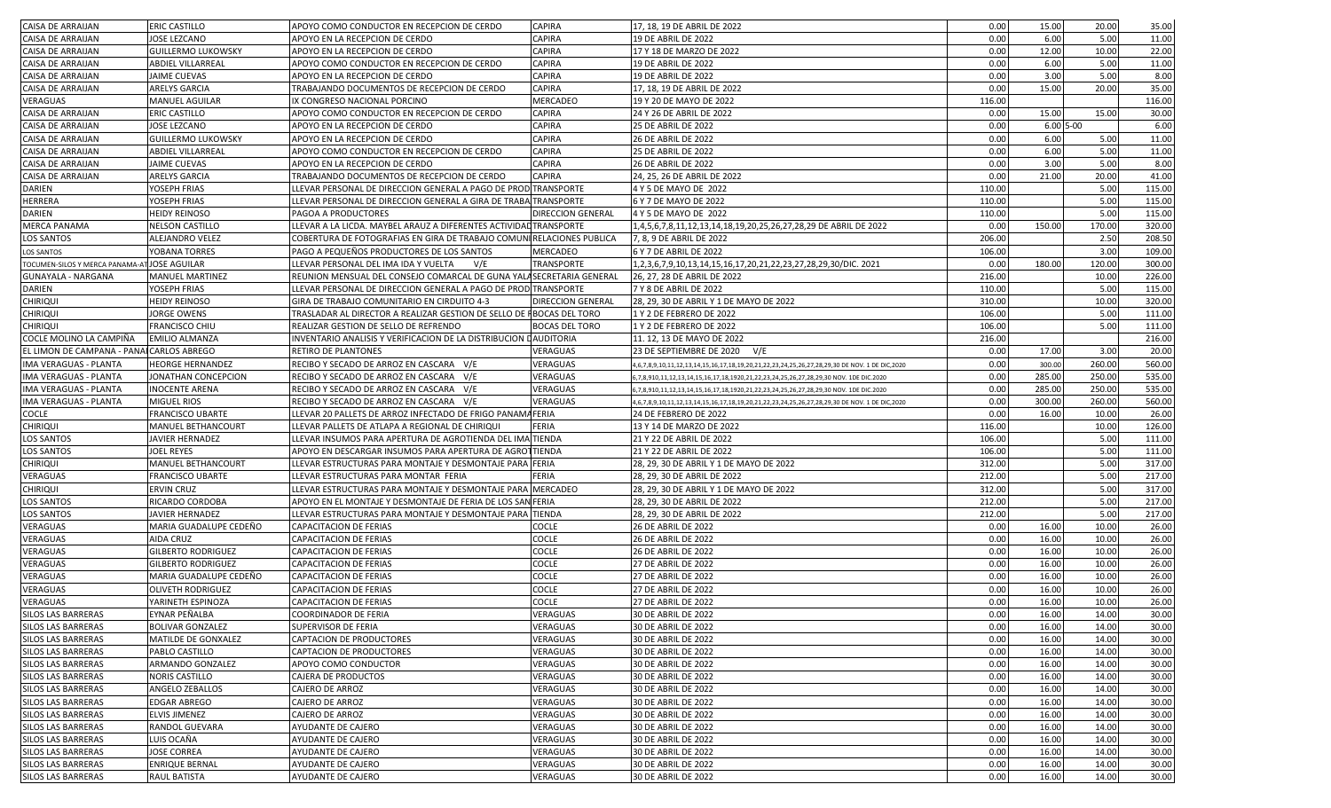| | | | | | | | | |
|---|---|---|---|---|---|---|---|---|
| CAISA DE ARRAIJAN | ERIC CASTILLO | APOYO COMO CONDUCTOR EN RECEPCION DE CERDO | CAPIRA | 17, 18, 19 DE ABRIL DE 2022 | 0.00 | 15.00 | 20.00 | 35.00 |
| CAISA DE ARRAIJAN | JOSE LEZCANO | APOYO EN LA RECEPCION DE CERDO | CAPIRA | 19 DE ABRIL DE 2022 | 0.00 | 6.00 | 5.00 | 11.00 |
| CAISA DE ARRAIJAN | GUILLERMO LUKOWSKY | APOYO EN LA RECEPCION DE CERDO | CAPIRA | 17 Y 18 DE MARZO DE 2022 | 0.00 | 12.00 | 10.00 | 22.00 |
| CAISA DE ARRAIJAN | ABDIEL VILLARREAL | APOYO COMO CONDUCTOR EN RECEPCION DE CERDO | CAPIRA | 19 DE ABRIL DE 2022 | 0.00 | 6.00 | 5.00 | 11.00 |
| CAISA DE ARRAIJAN | JAIME CUEVAS | APOYO EN LA RECEPCION DE CERDO | CAPIRA | 19 DE ABRIL DE 2022 | 0.00 | 3.00 | 5.00 | 8.00 |
| CAISA DE ARRAIJAN | ARELYS GARCIA | TRABAJANDO DOCUMENTOS DE RECEPCION DE CERDO | CAPIRA | 17, 18, 19 DE ABRIL DE 2022 | 0.00 | 15.00 | 20.00 | 35.00 |
| VERAGUAS | MANUEL AGUILAR | IX CONGRESO NACIONAL PORCINO | MERCADEO | 19 Y 20 DE MAYO DE 2022 | 116.00 | | | 116.00 |
| CAISA DE ARRAIJAN | ERIC CASTILLO | APOYO COMO CONDUCTOR EN RECEPCION DE CERDO | CAPIRA | 24 Y 26 DE ABRIL DE 2022 | 0.00 | 15.00 | 15.00 | 30.00 |
| CAISA DE ARRAIJAN | JOSE LEZCANO | APOYO EN LA RECEPCION DE CERDO | CAPIRA | 25 DE ABRIL DE 2022 | 0.00 | 6.00 | 5-00 | 6.00 |
| CAISA DE ARRAIJAN | GUILLERMO LUKOWSKY | APOYO EN LA RECEPCION DE CERDO | CAPIRA | 26 DE ABRIL DE 2022 | 0.00 | 6.00 | 5.00 | 11.00 |
| CAISA DE ARRAIJAN | ABDIEL VILLARREAL | APOYO COMO CONDUCTOR EN RECEPCION DE CERDO | CAPIRA | 25 DE ABRIL DE 2022 | 0.00 | 6.00 | 5.00 | 11.00 |
| CAISA DE ARRAIJAN | JAIME CUEVAS | APOYO EN LA RECEPCION DE CERDO | CAPIRA | 26 DE ABRIL DE 2022 | 0.00 | 3.00 | 5.00 | 8.00 |
| CAISA DE ARRAIJAN | ARELYS GARCIA | TRABAJANDO DOCUMENTOS DE RECEPCION DE CERDO | CAPIRA | 24, 25, 26 DE ABRIL DE 2022 | 0.00 | 21.00 | 20.00 | 41.00 |
| DARIEN | YOSEPH FRIAS | LLEVAR PERSONAL DE DIRECCION GENERAL A PAGO DE PROD | TRANSPORTE | 4 Y 5 DE MAYO DE 2022 | 110.00 | | 5.00 | 115.00 |
| HERRERA | YOSEPH FRIAS | LLEVAR PERSONAL DE DIRECCION GENERAL A GIRA DE TRABA | TRANSPORTE | 6 Y 7 DE MAYO DE 2022 | 110.00 | | 5.00 | 115.00 |
| DARIEN | HEIDY REINOSO | PAGOA A PRODUCTORES | DIRECCION GENERAL | 4 Y 5 DE MAYO DE 2022 | 110.00 | | 5.00 | 115.00 |
| MERCA PANAMA | NELSON CASTILLO | LLEVAR A LA LICDA. MAYBEL ARAUZ A DIFERENTES ACTIVIDAD | TRANSPORTE | 1,4,5,6,7,8,11,12,13,14,18,19,20,25,26,27,28,29 DE ABRIL DE 2022 | 0.00 | 150.00 | 170.00 | 320.00 |
| LOS SANTOS | ALEJANDRO VELEZ | COBERTURA DE FOTOGRAFIAS EN GIRA DE TRABAJO COMUNI | RELACIONES PUBLICA | 7, 8, 9 DE ABRIL DE 2022 | 206.00 | | 2.50 | 208.50 |
| LOS SANTOS | YOBANA TORRES | PAGO A PEQUEÑOS PRODUCTORES DE LOS SANTOS | MERCADEO | 6 Y 7 DE ABRIL DE 2022 | 106.00 | | 3.00 | 109.00 |
| TOCUMEN-SILOS Y MERCA PANAMA-AT | JOSE AGUILAR | LLEVAR PERSONAL DEL IMA IDA Y VUELTA V/E | TRANSPORTE | 1,2,3,6,7,9,10,13,14,15,16,17,20,21,22,23,27,28,29,30/DIC. 2021 | 0.00 | 180.00 | 120.00 | 300.00 |
| GUNAYALA - NARGANA | MANUEL MARTINEZ | REUNION MENSUAL DEL CONSEJO COMARCAL DE GUNA YALA | SECRETARIA GENERAL | 26, 27, 28 DE ABRIL DE 2022 | 216.00 | | 10.00 | 226.00 |
| DARIEN | YOSEPH FRIAS | LLEVAR PERSONAL DE DIRECCION GENERAL A PAGO DE PROD | TRANSPORTE | 7 Y 8 DE ABRIL DE 2022 | 110.00 | | 5.00 | 115.00 |
| CHIRIQUI | HEIDY REINOSO | GIRA DE TRABAJO COMUNITARIO EN CIRDUITO 4-3 | DIRECCION GENERAL | 28, 29, 30 DE ABRIL Y 1 DE MAYO DE 2022 | 310.00 | | 10.00 | 320.00 |
| CHIRIQUI | JORGE OWENS | TRASLADAR AL DIRECTOR A REALIZAR GESTION DE SELLO DE R | BOCAS DEL TORO | 1 Y 2 DE FEBRERO DE 2022 | 106.00 | | 5.00 | 111.00 |
| CHIRIQUI | FRANCISCO CHIU | REALIZAR GESTION DE SELLO DE REFRENDO | BOCAS DEL TORO | 1 Y 2 DE FEBRERO DE 2022 | 106.00 | | 5.00 | 111.00 |
| COCLE MOLINO LA CAMPIÑA | EMILIO ALMANZA | INVENTARIO ANALISIS Y VERIFICACION DE LA DISTRIBUCION D | AUDITORIA | 11. 12, 13 DE MAYO DE 2022 | 216.00 | | | 216.00 |
| EL LIMON DE CAMPANA - PANAM | CARLOS ABREGO | RETIRO DE PLANTONES | VERAGUAS | 23 DE SEPTIEMBRE DE 2020 V/E | 0.00 | 17.00 | 3.00 | 20.00 |
| IMA VERAGUAS - PLANTA | HEORGE HERNANDEZ | RECIBO Y SECADO DE ARROZ EN CASCARA V/E | VERAGUAS | 4,6,7,8,9,10,11,12,13,14,15,16,17,18,19,20,21,22,23,24,25,26,27,28,29,30 DE NOV. 1 DE DIC,2020 | 0.00 | 300.00 | 260.00 | 560.00 |
| IMA VERAGUAS - PLANTA | JONATHAN CONCEPCION | RECIBO Y SECADO DE ARROZ EN CASCARA V/E | VERAGUAS | 6,7,8,910,11,12,13,14,15,16,17,181920,21,22,23,24,25,26,27,28,29,30 NOV. 1DE DIC.2020 | 0.00 | 285.00 | 250.00 | 535.00 |
| IMA VERAGUAS - PLANTA | INOCENTE ARENA | RECIBO Y SECADO DE ARROZ EN CASCARA V/E | VERAGUAS | 6,7,8,9,10,11,12,13,14,15,16,17,18,1920,21,22,23,24,25,26,27,28,29,30 NOV. 1DE DIC.2020 | 0.00 | 285.00 | 250.00 | 535.00 |
| IMA VERAGUAS - PLANTA | MIGUEL RIOS | RECIBO Y SECADO DE ARROZ EN CASCARA V/E | VERAGUAS | 4,6,7,8,9,10,11,12,13,14,15,16,17,18,19,20,21,22,23,24,25,26,27,28,29,30 DE NOV. 1 DE DIC,2020 | 0.00 | 300.00 | 260.00 | 560.00 |
| COCLE | FRANCISCO UBARTE | LLEVAR 20 PALLETS DE ARROZ INFECTADO DE FRIGO PANAMA | FERIA | 24 DE FEBRERO DE 2022 | 0.00 | 16.00 | 10.00 | 26.00 |
| CHIRIQUI | MANUEL BETHANCOURT | LLEVAR PALLETS DE ATLAPA A REGIONAL DE CHIRIQUI | FERIA | 13 Y 14 DE MARZO DE 2022 | 116.00 | | 10.00 | 126.00 |
| LOS SANTOS | JAVIER HERNADEZ | LLEVAR INSUMOS PARA APERTURA DE AGROTIENDA DEL IMA | TIENDA | 21 Y 22 DE ABRIL DE 2022 | 106.00 | | 5.00 | 111.00 |
| LOS SANTOS | JOEL REYES | APOYO EN DESCARGAR INSUMOS PARA APERTURA DE AGRO | TIENDA | 21 Y 22 DE ABRIL DE 2022 | 106.00 | | 5.00 | 111.00 |
| CHIRIQUI | MANUEL BETHANCOURT | LLEVAR ESTRUCTURAS PARA MONTAJE Y DESMONTAJE PARA | FERIA | 28, 29, 30 DE ABRIL Y 1 DE MAYO DE 2022 | 312.00 | | 5.00 | 317.00 |
| VERAGUAS | FRANCISCO UBARTE | LLEVAR ESTRUCTURAS PARA MONTAR FERIA | FERIA | 28, 29, 30 DE ABRIL DE 2022 | 212.00 | | 5.00 | 217.00 |
| CHIRIQUI | ERVIN CRUZ | LLEVAR ESTRUCTURAS PARA MONTAJE Y DESMONTAJE PARA | MERCADEO | 28, 29, 30 DE ABRIL Y 1 DE MAYO DE 2022 | 312.00 | | 5.00 | 317.00 |
| LOS SANTOS | RICARDO CORDOBA | APOYO EN EL MONTAJE Y DESMONTAJE DE FERIA DE LOS SAN | FERIA | 28, 29, 30 DE ABRIL DE 2022 | 212.00 | | 5.00 | 217.00 |
| LOS SANTOS | JAVIER HERNADEZ | LLEVAR ESTRUCTURAS PARA MONTAJE Y DESMONTAJE PARA | TIENDA | 28, 29, 30 DE ABRIL DE 2022 | 212.00 | | 5.00 | 217.00 |
| VERAGUAS | MARIA GUADALUPE CEDEÑO | CAPACITACION DE FERIAS | COCLE | 26 DE ABRIL DE 2022 | 0.00 | 16.00 | 10.00 | 26.00 |
| VERAGUAS | AIDA CRUZ | CAPACITACION DE FERIAS | COCLE | 26 DE ABRIL DE 2022 | 0.00 | 16.00 | 10.00 | 26.00 |
| VERAGUAS | GILBERTO RODRIGUEZ | CAPACITACION DE FERIAS | COCLE | 26 DE ABRIL DE 2022 | 0.00 | 16.00 | 10.00 | 26.00 |
| VERAGUAS | GILBERTO RODRIGUEZ | CAPACITACION DE FERIAS | COCLE | 27 DE ABRIL DE 2022 | 0.00 | 16.00 | 10.00 | 26.00 |
| VERAGUAS | MARIA GUADALUPE CEDEÑO | CAPACITACION DE FERIAS | COCLE | 27 DE ABRIL DE 2022 | 0.00 | 16.00 | 10.00 | 26.00 |
| VERAGUAS | OLIVETH RODRIGUEZ | CAPACITACION DE FERIAS | COCLE | 27 DE ABRIL DE 2022 | 0.00 | 16.00 | 10.00 | 26.00 |
| VERAGUAS | YARINETH ESPINOZA | CAPACITACION DE FERIAS | COCLE | 27 DE ABRIL DE 2022 | 0.00 | 16.00 | 10.00 | 26.00 |
| SILOS LAS BARRERAS | EYNAR PEÑALBA | COORDINADOR DE FERIA | VERAGUAS | 30 DE ABRIL DE 2022 | 0.00 | 16.00 | 14.00 | 30.00 |
| SILOS LAS BARRERAS | BOLIVAR GONZALEZ | SUPERVISOR DE FERIA | VERAGUAS | 30 DE ABRIL DE 2022 | 0.00 | 16.00 | 14.00 | 30.00 |
| SILOS LAS BARRERAS | MATILDE DE GONXALEZ | CAPTACION DE PRODUCTORES | VERAGUAS | 30 DE ABRIL DE 2022 | 0.00 | 16.00 | 14.00 | 30.00 |
| SILOS LAS BARRERAS | PABLO CASTILLO | CAPTACION DE PRODUCTORES | VERAGUAS | 30 DE ABRIL DE 2022 | 0.00 | 16.00 | 14.00 | 30.00 |
| SILOS LAS BARRERAS | ARMANDO GONZALEZ | APOYO COMO CONDUCTOR | VERAGUAS | 30 DE ABRIL DE 2022 | 0.00 | 16.00 | 14.00 | 30.00 |
| SILOS LAS BARRERAS | NORIS CASTILLO | CAJERA DE PRODUCTOS | VERAGUAS | 30 DE ABRIL DE 2022 | 0.00 | 16.00 | 14.00 | 30.00 |
| SILOS LAS BARRERAS | ANGELO ZEBALLOS | CAJERO DE ARROZ | VERAGUAS | 30 DE ABRIL DE 2022 | 0.00 | 16.00 | 14.00 | 30.00 |
| SILOS LAS BARRERAS | EDGAR ABREGO | CAJERO DE ARROZ | VERAGUAS | 30 DE ABRIL DE 2022 | 0.00 | 16.00 | 14.00 | 30.00 |
| SILOS LAS BARRERAS | ELVIS JIMENEZ | CAJERO DE ARROZ | VERAGUAS | 30 DE ABRIL DE 2022 | 0.00 | 16.00 | 14.00 | 30.00 |
| SILOS LAS BARRERAS | RANDOL GUEVARA | AYUDANTE DE CAJERO | VERAGUAS | 30 DE ABRIL DE 2022 | 0.00 | 16.00 | 14.00 | 30.00 |
| SILOS LAS BARRERAS | LUIS OCAÑA | AYUDANTE DE CAJERO | VERAGUAS | 30 DE ABRIL DE 2022 | 0.00 | 16.00 | 14.00 | 30.00 |
| SILOS LAS BARRERAS | JOSE CORREA | AYUDANTE DE CAJERO | VERAGUAS | 30 DE ABRIL DE 2022 | 0.00 | 16.00 | 14.00 | 30.00 |
| SILOS LAS BARRERAS | ENRIQUE BERNAL | AYUDANTE DE CAJERO | VERAGUAS | 30 DE ABRIL DE 2022 | 0.00 | 16.00 | 14.00 | 30.00 |
| SILOS LAS BARRERAS | RAUL BATISTA | AYUDANTE DE CAJERO | VERAGUAS | 30 DE ABRIL DE 2022 | 0.00 | 16.00 | 14.00 | 30.00 |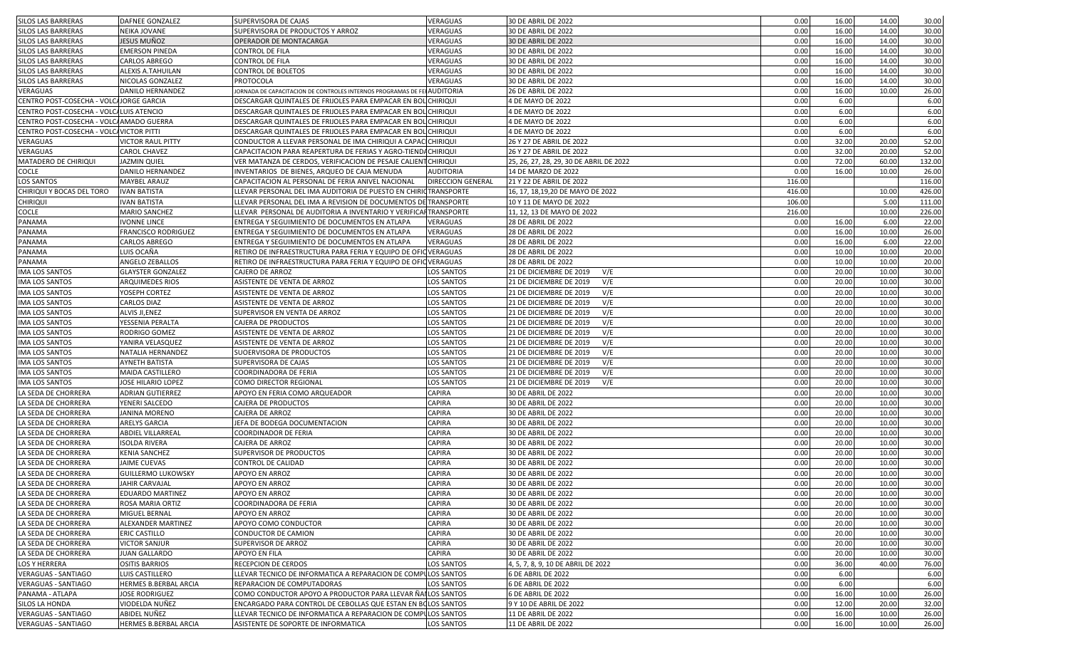| | | | | | | | | |
|---|---|---|---|---|---|---|---|---|
| SILOS LAS BARRERAS | DAFNEE GONZALEZ | SUPERVISORA DE CAJAS | VERAGUAS | 30 DE ABRIL DE 2022 | 0.00 | 16.00 | 14.00 | 30.00 |
| SILOS LAS BARRERAS | NEIKA JOVANE | SUPERVISORA DE PRODUCTOS Y ARROZ | VERAGUAS | 30 DE ABRIL DE 2022 | 0.00 | 16.00 | 14.00 | 30.00 |
| SILOS LAS BARRERAS | JESUS MUÑOZ | OPERADOR DE MONTACARGA | VERAGUAS | 30 DE ABRIL DE 2022 | 0.00 | 16.00 | 14.00 | 30.00 |
| SILOS LAS BARRERAS | EMERSON PINEDA | CONTROL DE FILA | VERAGUAS | 30 DE ABRIL DE 2022 | 0.00 | 16.00 | 14.00 | 30.00 |
| SILOS LAS BARRERAS | CARLOS ABREGO | CONTROL DE FILA | VERAGUAS | 30 DE ABRIL DE 2022 | 0.00 | 16.00 | 14.00 | 30.00 |
| SILOS LAS BARRERAS | ALEXIS A.TAHUILAN | CONTROL DE BOLETOS | VERAGUAS | 30 DE ABRIL DE 2022 | 0.00 | 16.00 | 14.00 | 30.00 |
| SILOS LAS BARRERAS | NICOLAS GONZALEZ | PROTOCOLA | VERAGUAS | 30 DE ABRIL DE 2022 | 0.00 | 16.00 | 14.00 | 30.00 |
| VERAGUAS | DANILO HERNANDEZ | JORNADA DE CAPACITACION DE CONTROLES INTERNOS PROGRAMAS DE FE | AUDITORIA | 26 DE ABRIL DE 2022 | 0.00 | 16.00 | 10.00 | 26.00 |
| CENTRO POST-COSECHA - VOLC | JORGE GARCIA | DESCARGAR QUINTALES DE FRIJOLES PARA EMPACAR EN BOL | CHIRIQUI | 4 DE MAYO DE 2022 | 0.00 | 6.00 | | 6.00 |
| CENTRO POST-COSECHA - VOLC | LUIS ATENCIO | DESCARGAR QUINTALES DE FRIJOLES PARA EMPACAR EN BOL | CHIRIQUI | 4 DE MAYO DE 2022 | 0.00 | 6.00 | | 6.00 |
| CENTRO POST-COSECHA - VOLC | AMADO GUERRA | DESCARGAR QUINTALES DE FRIJOLES PARA EMPACAR EN BOL | CHIRIQUI | 4 DE MAYO DE 2022 | 0.00 | 6.00 | | 6.00 |
| CENTRO POST-COSECHA - VOLC | VICTOR PITTI | DESCARGAR QUINTALES DE FRIJOLES PARA EMPACAR EN BOL | CHIRIQUI | 4 DE MAYO DE 2022 | 0.00 | 6.00 | | 6.00 |
| VERAGUAS | VICTOR RAUL PITTY | CONDUCTOR A LLEVAR PERSONAL DE IMA CHIRIQUI A CAPAC | CHIRIQUI | 26 Y 27 DE ABRIL DE 2022 | 0.00 | 32.00 | 20.00 | 52.00 |
| VERAGUAS | CAROL CHAVEZ | CAPACITACION PARA REAPERTURA DE FERIAS Y AGRO-TIENDA | CHIRIQUI | 26 Y 27 DE ABRIL DE 2022 | 0.00 | 32.00 | 20.00 | 52.00 |
| MATADERO DE CHIRIQUI | JAZMIN QUIEL | VER MATANZA DE CERDOS, VERIFICACION DE PESAJE CALIENT | CHIRIQUI | 25, 26, 27, 28, 29, 30 DE ABRIL DE 2022 | 0.00 | 72.00 | 60.00 | 132.00 |
| COCLE | DANILO HERNANDEZ | INVENTARIOS DE BIENES, ARQUEO DE CAJA MENUDA | AUDITORIA | 14 DE MARZO DE 2022 | 0.00 | 16.00 | 10.00 | 26.00 |
| LOS SANTOS | MAYBEL ARAUZ | CAPACITACION AL PERSONAL DE FERIA ANIVEL NACIONAL | DIRECCION GENERAL | 21 Y 22 DE ABRIL DE 2022 | 116.00 | | | 116.00 |
| CHIRIQUI Y BOCAS DEL TORO | IVAN BATISTA | LLEVAR PERSONAL DEL IMA AUDITORIA DE PUESTO EN CHIRIQ | TRANSPORTE | 16, 17, 18,19,20 DE MAYO DE 2022 | 416.00 | | 10.00 | 426.00 |
| CHIRIQUI | IVAN BATISTA | LLEVAR PERSONAL DEL IMA A REVISION DE DOCUMENTOS DE | TRANSPORTE | 10 Y 11 DE MAYO DE 2022 | 106.00 | | 5.00 | 111.00 |
| COCLE | MARIO SANCHEZ | LLEVAR PERSONAL DE AUDITORIA A INVENTARIO Y VERIFICAR | TRANSPORTE | 11, 12, 13 DE MAYO DE 2022 | 216.00 | | 10.00 | 226.00 |
| PANAMA | IVONNE LINCE | ENTREGA Y SEGUIMIENTO DE DOCUMENTOS EN ATLAPA | VERAGUAS | 28 DE ABRIL DE 2022 | 0.00 | 16.00 | 6.00 | 22.00 |
| PANAMA | FRANCISCO RODRIGUEZ | ENTREGA Y SEGUIMIENTO DE DOCUMENTOS EN ATLAPA | VERAGUAS | 28 DE ABRIL DE 2022 | 0.00 | 16.00 | 10.00 | 26.00 |
| PANAMA | CARLOS ABREGO | ENTREGA Y SEGUIMIENTO DE DOCUMENTOS EN ATLAPA | VERAGUAS | 28 DE ABRIL DE 2022 | 0.00 | 16.00 | 6.00 | 22.00 |
| PANAMA | LUIS OCAÑA | RETIRO DE INFRAESTRUCTURA PARA FERIA Y EQUIPO DE OFIC | VERAGUAS | 28 DE ABRIL DE 2022 | 0.00 | 10.00 | 10.00 | 20.00 |
| PANAMA | ANGELO ZEBALLOS | RETIRO DE INFRAESTRUCTURA PARA FERIA Y EQUIPO DE OFIC | VERAGUAS | 28 DE ABRIL DE 2022 | 0.00 | 10.00 | 10.00 | 20.00 |
| IMA LOS SANTOS | GLAYSTER GONZALEZ | CAJERO DE ARROZ | LOS SANTOS | 21 DE DICIEMBRE DE 2019 V/E | 0.00 | 20.00 | 10.00 | 30.00 |
| IMA LOS SANTOS | ARQUIMEDES RIOS | ASISTENTE DE VENTA DE ARROZ | LOS SANTOS | 21 DE DICIEMBRE DE 2019 V/E | 0.00 | 20.00 | 10.00 | 30.00 |
| IMA LOS SANTOS | YOSEPH CORTEZ | ASISTENTE DE VENTA DE ARROZ | LOS SANTOS | 21 DE DICIEMBRE DE 2019 V/E | 0.00 | 20.00 | 10.00 | 30.00 |
| IMA LOS SANTOS | CARLOS DIAZ | ASISTENTE DE VENTA DE ARROZ | LOS SANTOS | 21 DE DICIEMBRE DE 2019 V/E | 0.00 | 20.00 | 10.00 | 30.00 |
| IMA LOS SANTOS | ALVIS JI,ENEZ | SUPERVISOR EN VENTA DE ARROZ | LOS SANTOS | 21 DE DICIEMBRE DE 2019 V/E | 0.00 | 20.00 | 10.00 | 30.00 |
| IMA LOS SANTOS | YESSENIA PERALTA | CAJERA DE PRODUCTOS | LOS SANTOS | 21 DE DICIEMBRE DE 2019 V/E | 0.00 | 20.00 | 10.00 | 30.00 |
| IMA LOS SANTOS | RODRIGO GOMEZ | ASISTENTE DE VENTA DE ARROZ | LOS SANTOS | 21 DE DICIEMBRE DE 2019 V/E | 0.00 | 20.00 | 10.00 | 30.00 |
| IMA LOS SANTOS | YANIRA VELASQUEZ | ASISTENTE DE VENTA DE ARROZ | LOS SANTOS | 21 DE DICIEMBRE DE 2019 V/E | 0.00 | 20.00 | 10.00 | 30.00 |
| IMA LOS SANTOS | NATALIA HERNANDEZ | SUOERVISORA DE PRODUCTOS | LOS SANTOS | 21 DE DICIEMBRE DE 2019 V/E | 0.00 | 20.00 | 10.00 | 30.00 |
| IMA LOS SANTOS | AYNETH BATISTA | SUPERVISORA DE CAJAS | LOS SANTOS | 21 DE DICIEMBRE DE 2019 V/E | 0.00 | 20.00 | 10.00 | 30.00 |
| IMA LOS SANTOS | MAIDA CASTILLERO | COORDINADORA DE FERIA | LOS SANTOS | 21 DE DICIEMBRE DE 2019 V/E | 0.00 | 20.00 | 10.00 | 30.00 |
| IMA LOS SANTOS | JOSE HILARIO LOPEZ | COMO DIRECTOR REGIONAL | LOS SANTOS | 21 DE DICIEMBRE DE 2019 V/E | 0.00 | 20.00 | 10.00 | 30.00 |
| LA SEDA DE CHORRERA | ADRIAN GUTIERREZ | APOYO EN FERIA COMO ARQUEADOR | CAPIRA | 30 DE ABRIL DE 2022 | 0.00 | 20.00 | 10.00 | 30.00 |
| LA SEDA DE CHORRERA | YENERI SALCEDO | CAJERA DE PRODUCTOS | CAPIRA | 30 DE ABRIL DE 2022 | 0.00 | 20.00 | 10.00 | 30.00 |
| LA SEDA DE CHORRERA | JANINA MORENO | CAJERA DE ARROZ | CAPIRA | 30 DE ABRIL DE 2022 | 0.00 | 20.00 | 10.00 | 30.00 |
| LA SEDA DE CHORRERA | ARELYS GARCIA | JEFA DE BODEGA DOCUMENTACION | CAPIRA | 30 DE ABRIL DE 2022 | 0.00 | 20.00 | 10.00 | 30.00 |
| LA SEDA DE CHORRERA | ABDIEL VILLARREAL | COORDINADOR DE FERIA | CAPIRA | 30 DE ABRIL DE 2022 | 0.00 | 20.00 | 10.00 | 30.00 |
| LA SEDA DE CHORRERA | ISOLDA RIVERA | CAJERA DE ARROZ | CAPIRA | 30 DE ABRIL DE 2022 | 0.00 | 20.00 | 10.00 | 30.00 |
| LA SEDA DE CHORRERA | KENIA SANCHEZ | SUPERVISOR DE PRODUCTOS | CAPIRA | 30 DE ABRIL DE 2022 | 0.00 | 20.00 | 10.00 | 30.00 |
| LA SEDA DE CHORRERA | JAIME CUEVAS | CONTROL DE CALIDAD | CAPIRA | 30 DE ABRIL DE 2022 | 0.00 | 20.00 | 10.00 | 30.00 |
| LA SEDA DE CHORRERA | GUILLERMO LUKOWSKY | APOYO EN ARROZ | CAPIRA | 30 DE ABRIL DE 2022 | 0.00 | 20.00 | 10.00 | 30.00 |
| LA SEDA DE CHORRERA | JAHIR CARVAJAL | APOYO EN ARROZ | CAPIRA | 30 DE ABRIL DE 2022 | 0.00 | 20.00 | 10.00 | 30.00 |
| LA SEDA DE CHORRERA | EDUARDO MARTINEZ | APOYO EN ARROZ | CAPIRA | 30 DE ABRIL DE 2022 | 0.00 | 20.00 | 10.00 | 30.00 |
| LA SEDA DE CHORRERA | ROSA MARIA ORTIZ | COORDINADORA DE FERIA | CAPIRA | 30 DE ABRIL DE 2022 | 0.00 | 20.00 | 10.00 | 30.00 |
| LA SEDA DE CHORRERA | MIGUEL BERNAL | APOYO EN ARROZ | CAPIRA | 30 DE ABRIL DE 2022 | 0.00 | 20.00 | 10.00 | 30.00 |
| LA SEDA DE CHORRERA | ALEXANDER MARTINEZ | APOYO COMO CONDUCTOR | CAPIRA | 30 DE ABRIL DE 2022 | 0.00 | 20.00 | 10.00 | 30.00 |
| LA SEDA DE CHORRERA | ERIC CASTILLO | CONDUCTOR DE CAMION | CAPIRA | 30 DE ABRIL DE 2022 | 0.00 | 20.00 | 10.00 | 30.00 |
| LA SEDA DE CHORRERA | VICTOR SANJUR | SUPERVISOR DE ARROZ | CAPIRA | 30 DE ABRIL DE 2022 | 0.00 | 20.00 | 10.00 | 30.00 |
| LA SEDA DE CHORRERA | JUAN GALLARDO | APOYO EN FILA | CAPIRA | 30 DE ABRIL DE 2022 | 0.00 | 20.00 | 10.00 | 30.00 |
| LOS Y HERRERA | OSITIS BARRIOS | RECEPCION DE CERDOS | LOS SANTOS | 4, 5, 7, 8, 9, 10 DE ABRIL DE 2022 | 0.00 | 36.00 | 40.00 | 76.00 |
| VERAGUAS - SANTIAGO | LUIS CASTILLERO | LLEVAR TECNICO DE INFORMATICA A REPARACION DE COMPU | LOS SANTOS | 6 DE ABRIL DE 2022 | 0.00 | 6.00 | | 6.00 |
| VERAGUAS - SANTIAGO | HERMES B.BERBAL ARCIA | REPARACION DE COMPUTADORAS | LOS SANTOS | 6 DE ABRIL DE 2022 | 0.00 | 6.00 | | 6.00 |
| PANAMA - ATLAPA | JOSE RODRIGUEZ | COMO CONDUCTOR APOYO A PRODUCTOR PARA LLEVAR ÑAM | LOS SANTOS | 6 DE ABRIL DE 2022 | 0.00 | 16.00 | 10.00 | 26.00 |
| SILOS LA HONDA | VIODELDA NUÑEZ | ENCARGADO PARA CONTROL DE CEBOLLAS QUE ESTAN EN BO | LOS SANTOS | 9 Y 10 DE ABRIL DE 2022 | 0.00 | 12.00 | 20.00 | 32.00 |
| VERAGUAS - SANTIAGO | ABIDEL NUÑEZ | LLEVAR TECNICO DE INFORMATICA A REPARACION DE COMPU | LOS SANTOS | 11 DE ABRIL DE 2022 | 0.00 | 16.00 | 10.00 | 26.00 |
| VERAGUAS - SANTIAGO | HERMES B.BERBAL ARCIA | ASISTENTE DE SOPORTE DE INFORMATICA | LOS SANTOS | 11 DE ABRIL DE 2022 | 0.00 | 16.00 | 10.00 | 26.00 |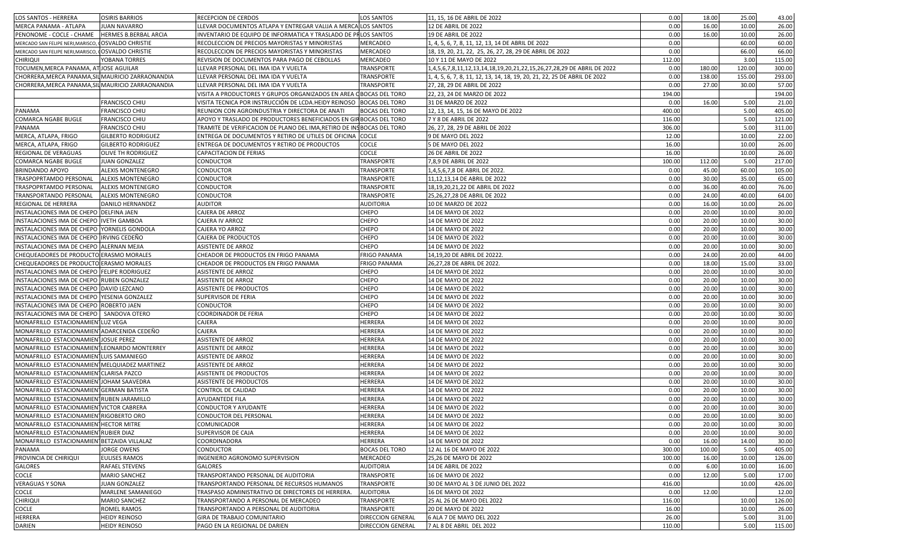| | | | | | | | | |
|---|---|---|---|---|---|---|---|---|
| LOS SANTOS - HERRERA | OSIRIS BARRIOS | RECEPCION DE CERDOS | LOS SANTOS | 11, 15, 16 DE ABRIL DE 2022 | 0.00 | 18.00 | 25.00 | 43.00 |
| MERCA PANAMA - ATLAPA | JUAN NAVARRO | LLEVAR DOCUMENTOS ATLAPA Y ENTREGAR VALIJA A MERCA | LOS SANTOS | 12 DE ABRIL DE 2022 | 0.00 | 16.00 | 10.00 | 26.00 |
| PENONOME - COCLE - CHAME | HERMES B.BERBAL ARCIA | INVENTARIO DE EQUIPO DE INFORMATICA Y TRASLADO DE PR | LOS SANTOS | 19 DE ABRIL DE 2022 | 0.00 | 16.00 | 10.00 | 26.00 |
| MERCADO SAN FELIPE NERI,MARISCO, C | OSVALDO CHRISTIE | RECOLECCION DE PRECIOS MAYORISTAS Y MINORISTAS | MERCADEO | 1, 4, 5, 6, 7, 8, 11, 12, 13, 14 DE ABRIL DE 2022 | 0.00 | | 60.00 | 60.00 |
| MERCADO SAN FELIPE NERI,MARISCO, C | OSVALDO CHRISTIE | RECOLECCION DE PRECIOS MAYORISTAS Y MINORISTAS | MERCADEO | 18, 19, 20, 21, 22, 25, 26, 27, 28, 29 DE ABRIL DE 2022 | 0.00 | | 66.00 | 66.00 |
| CHIRIQUI | YOBANA TORRES | REVISION DE DOCUMENTOS PARA PAGO DE CEBOLLAS | MERCADEO | 10 Y 11 DE MAYO DE 2022 | 112.00 | | 3.00 | 115.00 |
| TOCUMEN,MERCA PANAMA, AT | JOSE AGUILAR | LLEVAR PERSONAL DEL IMA IDA Y VUELTA | TRANSPORTE | 1,4,5,6,7,8,11,12,13,14,18,19,20,21,22,15,26,27,28,29 DE ABRIL DE 2022 | 0.00 | 180.00 | 120.00 | 300.00 |
| CHORRERA,MERCA PANAMA,SIL | MAURICIO ZARRAONANDIA | LLEVAR PERSONAL DEL IMA IDA Y VUELTA | TRANSPORTE | 1, 4, 5, 6, 7, 8, 11, 12, 13, 14, 18, 19, 20, 21, 22, 25 DE ABRIL DE 2022 | 0.00 | 138.00 | 155.00 | 293.00 |
| CHORRERA,MERCA PANAMA,SIL | MAURICIO ZARRAONANDIA | LLEVAR PERSONAL DEL IMA IDA Y VUELTA | TRANSPORTE | 27, 28, 29 DE ABRIL DE 2022 | 0.00 | 27.00 | 30.00 | 57.00 |
| | | VISITA A PRODUCTORES Y GRUPOS ORGANIZADOS EN AREA C | BOCAS DEL TORO | 22, 23, 24 DE MARZO DE 2022 | 194.00 | | | 194.00 |
| | FRANCISCO CHIU | VISITA TECNICA POR INSTRUCCIÓN DE LCDA.HEIDY REINOSO | BOCAS DEL TORO | 31 DE MARZO DE 2022 | 0.00 | 16.00 | 5.00 | 21.00 |
| PANAMA | FRANCISCO CHIU | REUNION CON AGROINDUSTRIA Y DIRECTORA DE ANATI | BOCAS DEL TORO | 12, 13, 14, 15, 16 DE MAYO DE 2022 | 400.00 | | 5.00 | 405.00 |
| COMARCA NGABE BUGLE | FRANCISCO CHIU | APOYO Y TRASLADO DE PRODUCTORES BENEFICIADOS EN GIR | BOCAS DEL TORO | 7 Y 8 DE ABRIL DE 2022 | 116.00 | | 5.00 | 121.00 |
| PANAMA | FRANCISCO CHIU | TRAMITE DE VERIFICACION DE PLANO DEL IMA,RETIRO DE INS | BOCAS DEL TORO | 26, 27, 28, 29 DE ABRIL DE 2022 | 306.00 | | 5.00 | 311.00 |
| MERCA, ATLAPA, FRIGO | GILBERTO RODRIGUEZ | ENTREGA DE DOCUMENTOS Y RETIRO DE UTILES DE OFICINA | COCLE | 9 DE MAYO DEL 2022 | 12.00 | | 10.00 | 22.00 |
| MERCA, ATLAPA, FRIGO | GILBERTO RODRIGUEZ | ENTREGA DE DOCUMENTOS Y RETIRO DE PRODUCTOS | COCLE | 5 DE MAYO DEL 2022 | 16.00 | | 10.00 | 26.00 |
| REGIONAL DE VERAGUAS | OLIVE TH RODRIGUEZ | CAPACITACION DE FERIAS | COCLE | 26 DE ABRIL DE 2022 | 16.00 | | 10.00 | 26.00 |
| COMARCA NGABE BUGLE | JUAN GONZALEZ | CONDUCTOR | TRANSPORTE | 7,8,9 DE ABRIL DE 2022 | 100.00 | 112.00 | 5.00 | 217.00 |
| BRINDANDO APOYO | ALEXIS MONTENEGRO | CONDUCTOR | TRANSPORTE | 1,4,5,6,7,8 DE ABRIL DE 2022. | 0.00 | 45.00 | 60.00 | 105.00 |
| TRASPOPRTAMDO PERSONAL | ALEXIS MONTENEGRO | CONDUCTOR | TRANSPORTE | 11,12,13,14 DE ABRIL DE 2022 | 0.00 | 30.00 | 35.00 | 65.00 |
| TRASPOPRTAMDO PERSONAL | ALEXIS MONTENEGRO | CONDUCTOR | TRANSPORTE | 18,19,20,21,22 DE ABRIL DE 2022 | 0.00 | 36.00 | 40.00 | 76.00 |
| TRANSPORTANDO PERSONAL | ALEXIS MONTENEGRO | CONDUCTOR | TRANSPORTE | 25,26,27,28 DE ABRIL DE 2022 | 0.00 | 24.00 | 40.00 | 64.00 |
| REGIONAL DE HERRERA | DANILO HERNANDEZ | AUDITOR | AUDITORIA | 10 DE MARZO DE 2022 | 0.00 | 16.00 | 10.00 | 26.00 |
| INSTALACIONES IMA DE CHEPO | DELFINA JAEN | CAJERA DE ARROZ | CHEPO | 14 DE MAYO DE 2022 | 0.00 | 20.00 | 10.00 | 30.00 |
| INSTALACIONES IMA DE CHEPO | IVETH GAMBOA | CAJERA IV ARROZ | CHEPO | 14 DE MAYO DE 2022 | 0.00 | 20.00 | 10.00 | 30.00 |
| INSTALACIONES IMA DE CHEPO | YORNELIS GONDOLA | CAJERA YO ARROZ | CHEPO | 14 DE MAYO DE 2022 | 0.00 | 20.00 | 10.00 | 30.00 |
| INSTALACIONES IMA DE CHEPO | IRVING CEDEÑO | CAJERA DE PRODUCTOS | CHEPO | 14 DE MAYO DE 2022 | 0.00 | 20.00 | 10.00 | 30.00 |
| INSTALACIONES IMA DE CHEPO | ALERNAN MEJIA | ASISTENTE DE ARROZ | CHEPO | 14 DE MAYO DE 2022 | 0.00 | 20.00 | 10.00 | 30.00 |
| CHEQUEADORES DE PRODUCTO | ERASMO MORALES | CHEADOR DE PRODUCTOS EN FRIGO PANAMA | FRIGO PANAMA | 14,19,20 DE ABRIL DE 20222. | 0.00 | 24.00 | 20.00 | 44.00 |
| CHEQUEADORES DE PRODUCTO | ERASMO MORALES | CHEADOR DE PRODUCTOS EN FRIGO PANAMA | FRIGO PANAMA | 26,27,28 DE ABRIL DE 2022. | 0.00 | 18.00 | 15.00 | 33.00 |
| INSTALACIONES IMA DE CHEPO | FELIPE RODRIGUEZ | ASISTENTE DE ARROZ | CHEPO | 14 DE MAYO DE 2022 | 0.00 | 20.00 | 10.00 | 30.00 |
| INSTALACIONES IMA DE CHEPO | RUBEN GONZALEZ | ASISTENTE DE ARROZ | CHEPO | 14 DE MAYO DE 2022 | 0.00 | 20.00 | 10.00 | 30.00 |
| INSTALACIONES IMA DE CHEPO | DAVID LEZCANO | ASISTENTE DE PRODUCTOS | CHEPO | 14 DE MAYO DE 2022 | 0.00 | 20.00 | 10.00 | 30.00 |
| INSTALACIONES IMA DE CHEPO | YESENIA GONZALEZ | SUPERVISOR DE FERIA | CHEPO | 14 DE MAYO DE 2022 | 0.00 | 20.00 | 10.00 | 30.00 |
| INSTALACIONES IMA DE CHEPO | ROBERTO JAEN | CONDUCTOR | CHEPO | 14 DE MAYO DE 2022 | 0.00 | 20.00 | 10.00 | 30.00 |
| INSTALACIONES IMA DE CHEPO | SANDOVA OTERO | COORDINADOR DE FERIA | CHEPO | 14 DE MAYO DE 2022 | 0.00 | 20.00 | 10.00 | 30.00 |
| MONAFRILLO ESTACIONAMIEN | LUZ VEGA | CAJERA | HERRERA | 14 DE MAYO DE 2022 | 0.00 | 20.00 | 10.00 | 30.00 |
| MONAFRILLO ESTACIONAMIEN | ADARCENIDA CEDEÑO | CAJERA | HERRERA | 14 DE MAYO DE 2022 | 0.00 | 20.00 | 10.00 | 30.00 |
| MONAFRILLO ESTACIONAMIEN | JOSUE PEREZ | ASISTENTE DE ARROZ | HERRERA | 14 DE MAYO DE 2022 | 0.00 | 20.00 | 10.00 | 30.00 |
| MONAFRILLO ESTACIONAMIEN | LEONARDO MONTERREY | ASISTENTE DE ARROZ | HERRERA | 14 DE MAYO DE 2022 | 0.00 | 20.00 | 10.00 | 30.00 |
| MONAFRILLO ESTACIONAMIEN | LUIS SAMANIEGO | ASISTENTE DE ARROZ | HERRERA | 14 DE MAYO DE 2022 | 0.00 | 20.00 | 10.00 | 30.00 |
| MONAFRILLO ESTACIONAMIEN | MELQUIADEZ MARTINEZ | ASISTENTE DE ARROZ | HERRERA | 14 DE MAYO DE 2022 | 0.00 | 20.00 | 10.00 | 30.00 |
| MONAFRILLO ESTACIONAMIEN | CLARISA PAZCO | ASISTENTE DE PRODUCTOS | HERRERA | 14 DE MAYO DE 2022 | 0.00 | 20.00 | 10.00 | 30.00 |
| MONAFRILLO ESTACIONAMIEN | JOHAM SAAVEDRA | ASISTENTE DE PRODUCTOS | HERRERA | 14 DE MAYO DE 2022 | 0.00 | 20.00 | 10.00 | 30.00 |
| MONAFRILLO ESTACIONAMIEN | GERMAN BATISTA | CONTROL DE CALIDAD | HERRERA | 14 DE MAYO DE 2022 | 0.00 | 20.00 | 10.00 | 30.00 |
| MONAFRILLO ESTACIONAMIEN | RUBEN JARAMILLO | AYUDANTEDE FILA | HERRERA | 14 DE MAYO DE 2022 | 0.00 | 20.00 | 10.00 | 30.00 |
| MONAFRILLO ESTACIONAMIEN | VICTOR CABRERA | CONDUCTOR Y AYUDANTE | HERRERA | 14 DE MAYO DE 2022 | 0.00 | 20.00 | 10.00 | 30.00 |
| MONAFRILLO ESTACIONAMIEN | RIGOBERTO ORO | CONDUCTOR DEL PERSONAL | HERRERA | 14 DE MAYO DE 2022 | 0.00 | 20.00 | 10.00 | 30.00 |
| MONAFRILLO ESTACIONAMIEN | HECTOR MITRE | COMUNICADOR | HERRERA | 14 DE MAYO DE 2022 | 0.00 | 20.00 | 10.00 | 30.00 |
| MONAFRILLO ESTACIONAMIEN | RUBIER DIAZ | SUPERVISOR DE CAJA | HERRERA | 14 DE MAYO DE 2022 | 0.00 | 20.00 | 10.00 | 30.00 |
| MONAFRILLO ESTACIONAMIEN | BETZAIDA VILLALAZ | COORDINADORA | HERRERA | 14 DE MAYO DE 2022 | 0.00 | 16.00 | 14.00 | 30.00 |
| PANAMA | JORGE OWENS | CONDUCTOR | BOCAS DEL TORO | 12 AL 16 DE MAYO DE 2022 | 300.00 | 100.00 | 5.00 | 405.00 |
| PROVINCIA DE CHIRIQUI | EULISES RAMOS | INGENIERO AGRONOMO SUPERVISION | MERCADEO | 25,26 DE MAYO DE 2022 | 100.00 | 16.00 | 10.00 | 126.00 |
| GALORES | RAFAEL STEVENS | GALORES | AUDITORIA | 14 DE ABRIL DE 2022 | 0.00 | 6.00 | 10.00 | 16.00 |
| COCLE | MARIO SANCHEZ | TRANSPORTANDO PERSONAL DE AUDITORIA | TRANSPORTE | 16 DE MAYO DE 2022 | 0.00 | 12.00 | 5.00 | 17.00 |
| VERAGUAS Y SONA | JUAN GONZALEZ | TRANSPORTANDO PERSONAL DE RECURSOS HUMANOS | TRANSPORTE | 30 DE MAYO AL 3 DE JUNIO DEL 2022 | 416.00 | | 10.00 | 426.00 |
| COCLE | MARLENE SAMANIEGO | TRASPASO ADMINISTRATIVO DE DIRECTORES DE HERRERA. | AUDITORIA | 16 DE MAYO DE 2022 | 0.00 | 12.00 | | 12.00 |
| CHIRIQUI | MARIO SANCHEZ | TRANSPORTANDO A PERSONAL DE MERCADEO | TRANSPORTE | 25 AL 26 DE MAYO DEL 2022 | 116.00 | | 10.00 | 126.00 |
| COCLE | ROMEL RAMOS | TRANSPORTANDO A PERSONAL DE AUDITORIA | TRANSPORTE | 20 DE MAYO DE 2022 | 16.00 | | 10.00 | 26.00 |
| HERRERA | HEIDY REINOSO | GIRA DE TRABAJO COMUNITARIO | DIRECCION GENERAL | 6 ALA 7 DE MAYO DEL 2022 | 26.00 | | 5.00 | 31.00 |
| DARIEN | HEIDY REINOSO | PAGO EN LA REGIONAL DE DARIEN | DIRECCION GENERAL | 7 AL 8 DE ABRIL DEL 2022 | 110.00 | | 5.00 | 115.00 |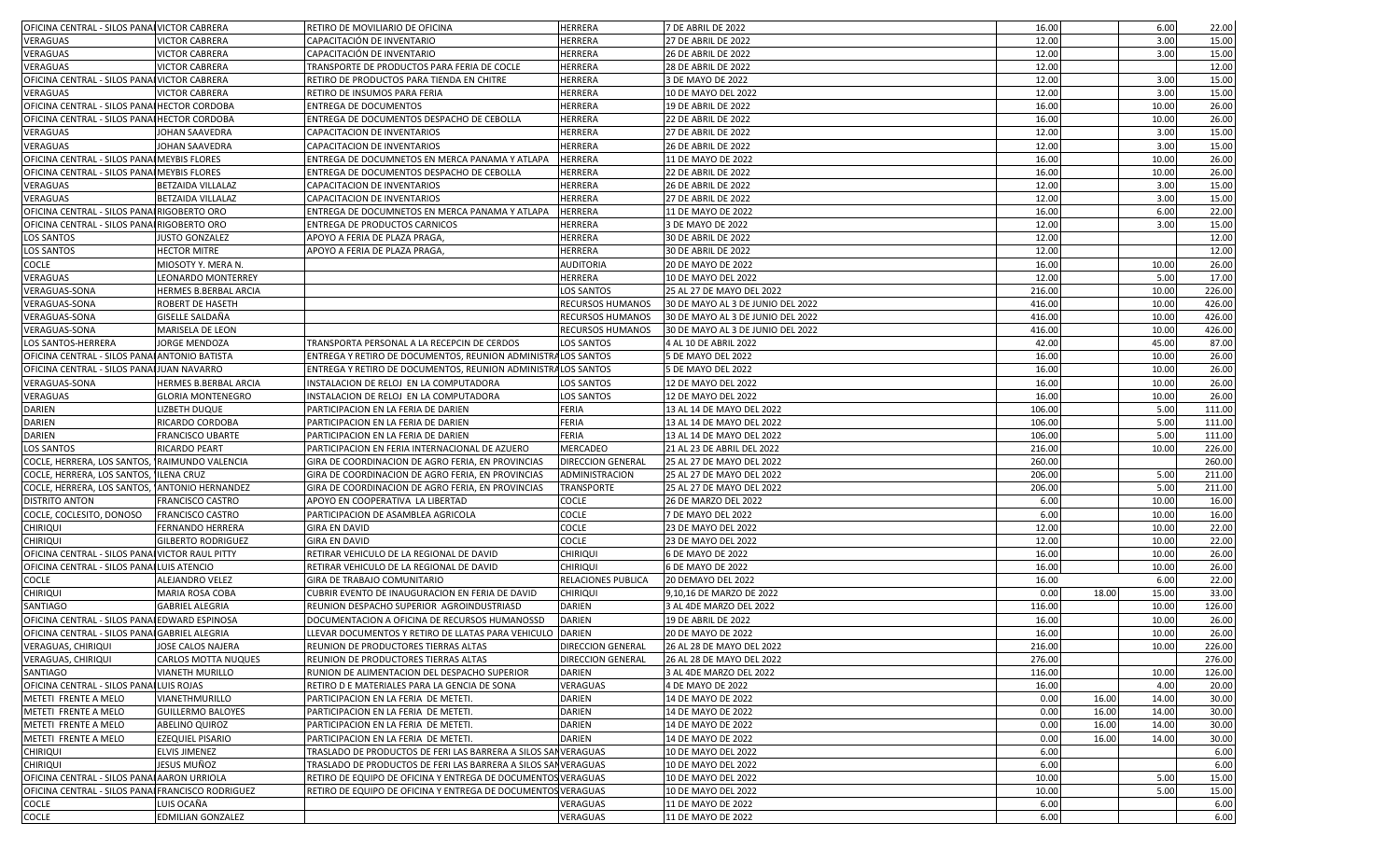| | | | | | | | | |
|---|---|---|---|---|---|---|---|---|
| OFICINA CENTRAL - SILOS PANAI | VICTOR CABRERA | RETIRO DE MOVILIARIO DE OFICINA | HERRERA | 7 DE ABRIL DE 2022 | 16.00 | | 6.00 | 22.00 |
| VERAGUAS | VICTOR CABRERA | CAPACITACIÓN DE INVENTARIO | HERRERA | 27 DE ABRIL DE 2022 | 12.00 | | 3.00 | 15.00 |
| VERAGUAS | VICTOR CABRERA | CAPACITACIÓN DE INVENTARIO | HERRERA | 26 DE ABRIL DE 2022 | 12.00 | | 3.00 | 15.00 |
| VERAGUAS | VICTOR CABRERA | TRANSPORTE DE PRODUCTOS PARA FERIA DE COCLE | HERRERA | 28 DE ABRIL DE 2022 | 12.00 | | | 12.00 |
| OFICINA CENTRAL - SILOS PANAI | VICTOR CABRERA | RETIRO DE PRODUCTOS PARA TIENDA EN CHITRE | HERRERA | 3 DE MAYO DE 2022 | 12.00 | | 3.00 | 15.00 |
| VERAGUAS | VICTOR CABRERA | RETIRO DE INSUMOS PARA FERIA | HERRERA | 10 DE MAYO DEL 2022 | 12.00 | | 3.00 | 15.00 |
| OFICINA CENTRAL - SILOS PANAI | HECTOR CORDOBA | ENTREGA DE DOCUMENTOS | HERRERA | 19 DE ABRIL DE 2022 | 16.00 | | 10.00 | 26.00 |
| OFICINA CENTRAL - SILOS PANAI | HECTOR CORDOBA | ENTREGA DE DOCUMENTOS DESPACHO DE CEBOLLA | HERRERA | 22 DE ABRIL DE 2022 | 16.00 | | 10.00 | 26.00 |
| VERAGUAS | JOHAN SAAVEDRA | CAPACITACION DE INVENTARIOS | HERRERA | 27 DE ABRIL DE 2022 | 12.00 | | 3.00 | 15.00 |
| VERAGUAS | JOHAN SAAVEDRA | CAPACITACION DE INVENTARIOS | HERRERA | 26 DE ABRIL DE 2022 | 12.00 | | 3.00 | 15.00 |
| OFICINA CENTRAL - SILOS PANAI | MEYBIS FLORES | ENTREGA DE DOCUMNETOS EN MERCA PANAMA Y ATLAPA | HERRERA | 11 DE MAYO DE 2022 | 16.00 | | 10.00 | 26.00 |
| OFICINA CENTRAL - SILOS PANAI | MEYBIS FLORES | ENTREGA DE DOCUMENTOS DESPACHO DE CEBOLLA | HERRERA | 22 DE ABRIL DE 2022 | 16.00 | | 10.00 | 26.00 |
| VERAGUAS | BETZAIDA VILLALAZ | CAPACITACION DE INVENTARIOS | HERRERA | 26 DE ABRIL DE 2022 | 12.00 | | 3.00 | 15.00 |
| VERAGUAS | BETZAIDA VILLALAZ | CAPACITACION DE INVENTARIOS | HERRERA | 27 DE ABRIL DE 2022 | 12.00 | | 3.00 | 15.00 |
| OFICINA CENTRAL - SILOS PANAI | RIGOBERTO ORO | ENTREGA DE DOCUMNETOS EN MERCA PANAMA Y ATLAPA | HERRERA | 11 DE MAYO DE 2022 | 16.00 | | 6.00 | 22.00 |
| OFICINA CENTRAL - SILOS PANAI | RIGOBERTO ORO | ENTREGA DE PRODUCTOS CARNICOS | HERRERA | 3 DE MAYO DE 2022 | 12.00 | | 3.00 | 15.00 |
| LOS SANTOS | JUSTO GONZALEZ | APOYO A FERIA DE PLAZA PRAGA, | HERRERA | 30 DE ABRIL DE 2022 | 12.00 | | | 12.00 |
| LOS SANTOS | HECTOR MITRE | APOYO A FERIA DE PLAZA PRAGA, | HERRERA | 30 DE ABRIL DE 2022 | 12.00 | | | 12.00 |
| COCLE | MIOSOTY Y. MERA N. | | AUDITORIA | 20 DE MAYO DE 2022 | 16.00 | | 10.00 | 26.00 |
| VERAGUAS | LEONARDO MONTERREY | | HERRERA | 10 DE MAYO DEL 2022 | 12.00 | | 5.00 | 17.00 |
| VERAGUAS-SONA | HERMES B.BERBAL ARCIA | | LOS SANTOS | 25 AL 27 DE MAYO DEL 2022 | 216.00 | | 10.00 | 226.00 |
| VERAGUAS-SONA | ROBERT DE HASETH | | RECURSOS HUMANOS | 30 DE MAYO AL 3 DE JUNIO DEL 2022 | 416.00 | | 10.00 | 426.00 |
| VERAGUAS-SONA | GISELLE SALDAÑA | | RECURSOS HUMANOS | 30 DE MAYO AL 3 DE JUNIO DEL 2022 | 416.00 | | 10.00 | 426.00 |
| VERAGUAS-SONA | MARISELA DE LEON | | RECURSOS HUMANOS | 30 DE MAYO AL 3 DE JUNIO DEL 2022 | 416.00 | | 10.00 | 426.00 |
| LOS SANTOS-HERRERA | JORGE MENDOZA | TRANSPORTA PERSONAL A LA RECEPCIN DE CERDOS | LOS SANTOS | 4 AL 10 DE ABRIL 2022 | 42.00 | | 45.00 | 87.00 |
| OFICINA CENTRAL - SILOS PANAI | ANTONIO BATISTA | ENTREGA Y RETIRO DE DOCUMENTOS, REUNION ADMINISTRA | LOS SANTOS | 5 DE MAYO DEL 2022 | 16.00 | | 10.00 | 26.00 |
| OFICINA CENTRAL - SILOS PANAI | JUAN NAVARRO | ENTREGA Y RETIRO DE DOCUMENTOS, REUNION ADMINISTRA | LOS SANTOS | 5 DE MAYO DEL 2022 | 16.00 | | 10.00 | 26.00 |
| VERAGUAS-SONA | HERMES B.BERBAL ARCIA | INSTALACION DE RELOJ EN LA COMPUTADORA | LOS SANTOS | 12 DE MAYO DEL 2022 | 16.00 | | 10.00 | 26.00 |
| VERAGUAS | GLORIA MONTENEGRO | INSTALACION DE RELOJ EN LA COMPUTADORA | LOS SANTOS | 12 DE MAYO DEL 2022 | 16.00 | | 10.00 | 26.00 |
| DARIEN | LIZBETH DUQUE | PARTICIPACION EN LA FERIA DE DARIEN | FERIA | 13 AL 14 DE MAYO DEL 2022 | 106.00 | | 5.00 | 111.00 |
| DARIEN | RICARDO CORDOBA | PARTICIPACION EN LA FERIA DE DARIEN | FERIA | 13 AL 14 DE MAYO DEL 2022 | 106.00 | | 5.00 | 111.00 |
| DARIEN | FRANCISCO UBARTE | PARTICIPACION EN LA FERIA DE DARIEN | FERIA | 13 AL 14 DE MAYO DEL 2022 | 106.00 | | 5.00 | 111.00 |
| LOS SANTOS | RICARDO PEART | PARTICIPACION EN FERIA INTERNACIONAL DE AZUERO | MERCADEO | 21 AL 23 DE ABRIL DEL 2022 | 216.00 | | 10.00 | 226.00 |
| COCLE, HERRERA, LOS SANTOS, ' | RAIMUNDO VALENCIA | GIRA DE COORDINACION DE AGRO FERIA, EN PROVINCIAS | DIRECCION GENERAL | 25 AL 27 DE MAYO DEL 2022 | 260.00 | | | 260.00 |
| COCLE, HERRERA, LOS SANTOS, ' | ILENA CRUZ | GIRA DE COORDINACION DE AGRO FERIA, EN PROVINCIAS | ADMINISTRACION | 25 AL 27 DE MAYO DEL 2022 | 206.00 | | 5.00 | 211.00 |
| COCLE, HERRERA, LOS SANTOS, ' | ANTONIO HERNANDEZ | GIRA DE COORDINACION DE AGRO FERIA, EN PROVINCIAS | TRANSPORTE | 25 AL 27 DE MAYO DEL 2022 | 206.00 | | 5.00 | 211.00 |
| DISTRITO ANTON | FRANCISCO CASTRO | APOYO EN COOPERATIVA LA LIBERTAD | COCLE | 26 DE MARZO DEL 2022 | 6.00 | | 10.00 | 16.00 |
| COCLE, COCLESITO, DONOSO | FRANCISCO CASTRO | PARTICIPACION DE ASAMBLEA AGRICOLA | COCLE | 7 DE MAYO DEL 2022 | 6.00 | | 10.00 | 16.00 |
| CHIRIQUI | FERNANDO HERRERA | GIRA EN DAVID | COCLE | 23 DE MAYO DEL 2022 | 12.00 | | 10.00 | 22.00 |
| CHIRIQUI | GILBERTO RODRIGUEZ | GIRA EN DAVID | COCLE | 23 DE MAYO DEL 2022 | 12.00 | | 10.00 | 22.00 |
| OFICINA CENTRAL - SILOS PANAI | VICTOR RAUL PITTY | RETIRAR VEHICULO DE LA REGIONAL DE DAVID | CHIRIQUI | 6 DE MAYO DE 2022 | 16.00 | | 10.00 | 26.00 |
| OFICINA CENTRAL - SILOS PANAI | LUIS ATENCIO | RETIRAR VEHICULO DE LA REGIONAL DE DAVID | CHIRIQUI | 6 DE MAYO DE 2022 | 16.00 | | 10.00 | 26.00 |
| COCLE | ALEJANDRO VELEZ | GIRA DE TRABAJO COMUNITARIO | RELACIONES PUBLICA | 20 DEMAYO DEL 2022 | 16.00 | | 6.00 | 22.00 |
| CHIRIQUI | MARIA ROSA COBA | CUBRIR EVENTO DE INAUGURACION EN FERIA DE DAVID | CHIRIQUI | 9,10,16 DE MARZO DE 2022 | 0.00 | 18.00 | 15.00 | 33.00 |
| SANTIAGO | GABRIEL ALEGRIA | REUNION DESPACHO SUPERIOR AGROINDUSTRIASD | DARIEN | 3 AL 4DE MARZO DEL 2022 | 116.00 | | 10.00 | 126.00 |
| OFICINA CENTRAL - SILOS PANAI | EDWARD ESPINOSA | DOCUMENTACION A OFICINA DE RECURSOS HUMANOSSD | DARIEN | 19 DE ABRIL DE 2022 | 16.00 | | 10.00 | 26.00 |
| OFICINA CENTRAL - SILOS PANAI | GABRIEL ALEGRIA | LLEVAR DOCUMENTOS Y RETIRO DE LLATAS PARA VEHICULO | DARIEN | 20 DE MAYO DE 2022 | 16.00 | | 10.00 | 26.00 |
| VERAGUAS, CHIRIQUI | JOSE CALOS NAJERA | REUNION DE PRODUCTORES TIERRAS ALTAS | DIRECCION GENERAL | 26 AL 28 DE MAYO DEL 2022 | 216.00 | | 10.00 | 226.00 |
| VERAGUAS, CHIRIQUI | CARLOS MOTTA NUQUES | REUNION DE PRODUCTORES TIERRAS ALTAS | DIRECCION GENERAL | 26 AL 28 DE MAYO DEL 2022 | 276.00 | | | 276.00 |
| SANTIAGO | VIANETH MURILLO | RUNION DE ALIMENTACION DEL DESPACHO SUPERIOR | DARIEN | 3 AL 4DE MARZO DEL 2022 | 116.00 | | 10.00 | 126.00 |
| OFICINA CENTRAL - SILOS PANAI | LUIS ROJAS | RETIRO D E MATERIALES PARA LA GENCIA DE SONA | VERAGUAS | 4 DE MAYO DE 2022 | 16.00 | | 4.00 | 20.00 |
| METETI FRENTE A MELO | VIANETHMURILLO | PARTICIPACION EN LA FERIA DE METETI. | DARIEN | 14 DE MAYO DE 2022 | 0.00 | 16.00 | 14.00 | 30.00 |
| METETI FRENTE A MELO | GUILLERMO BALOYES | PARTICIPACION EN LA FERIA DE METETI. | DARIEN | 14 DE MAYO DE 2022 | 0.00 | 16.00 | 14.00 | 30.00 |
| METETI FRENTE A MELO | ABELINO QUIROZ | PARTICIPACION EN LA FERIA DE METETI. | DARIEN | 14 DE MAYO DE 2022 | 0.00 | 16.00 | 14.00 | 30.00 |
| METETI FRENTE A MELO | EZEQUIEL PISARIO | PARTICIPACION EN LA FERIA DE METETI. | DARIEN | 14 DE MAYO DE 2022 | 0.00 | 16.00 | 14.00 | 30.00 |
| CHIRIQUI | ELVIS JIMENEZ | TRASLADO DE PRODUCTOS DE FERI LAS BARRERA A SILOS SAN | VERAGUAS | 10 DE MAYO DEL 2022 | 6.00 | | | 6.00 |
| CHIRIQUI | JESUS MUÑOZ | TRASLADO DE PRODUCTOS DE FERI LAS BARRERA A SILOS SAN | VERAGUAS | 10 DE MAYO DEL 2022 | 6.00 | | | 6.00 |
| OFICINA CENTRAL - SILOS PANAI | AARON URRIOLA | RETIRO DE EQUIPO DE OFICINA Y ENTREGA DE DOCUMENTOS | VERAGUAS | 10 DE MAYO DEL 2022 | 10.00 | | 5.00 | 15.00 |
| OFICINA CENTRAL - SILOS PANAI | FRANCISCO RODRIGUEZ | RETIRO DE EQUIPO DE OFICINA Y ENTREGA DE DOCUMENTOS | VERAGUAS | 10 DE MAYO DEL 2022 | 10.00 | | 5.00 | 15.00 |
| COCLE | LUIS OCAÑA | | VERAGUAS | 11 DE MAYO DE 2022 | 6.00 | | | 6.00 |
| COCLE | EDMILIAN GONZALEZ | | VERAGUAS | 11 DE MAYO DE 2022 | 6.00 | | | 6.00 |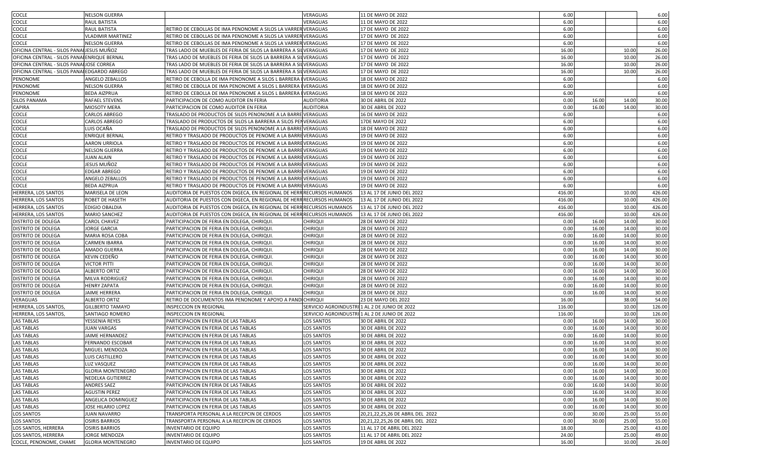| | | | | | | | | |
|---|---|---|---|---|---|---|---|---|
| COCLE | NELSON GUERRA | | VERAGUAS | 11 DE MAYO DE 2022 | 6.00 | | | 6.00 |
| COCLE | RAUL BATISTA | | VERAGUAS | 11 DE MAYO DE 2022 | 6.00 | | | 6.00 |
| COCLE | RAUL BATISTA | RETIRO DE CEBOLLAS DE IMA PENONOME A SILOS LA VARRER | VERAGUAS | 17 DE MAYO DE 2022 | 6.00 | | | 6.00 |
| COCLE | VLADIMIR MARTINEZ | RETIRO DE CEBOLLAS DE IMA PENONOME A SILOS LA VARRER | VERAGUAS | 17 DE MAYO DE 2022 | 6.00 | | | 6.00 |
| COCLE | NELSON GUERRA | RETIRO DE CEBOLLAS DE IMA PENONOME A SILOS LA VARRER | VERAGUAS | 17 DE MAYO DE 2022 | 6.00 | | | 6.00 |
| OFICINA CENTRAL - SILOS PANAI | JESUS MUÑOZ | TRAS LADO DE MUEBLES DE FERIA DE SILOS LA BARRERA A SIL | VERAGUAS | 17 DE MAYO DE 2022 | 16.00 | | 10.00 | 26.00 |
| OFICINA CENTRAL - SILOS PANAI | ENRIQUE BERNAL | TRAS LADO DE MUEBLES DE FERIA DE SILOS LA BARRERA A SIL | VERAGUAS | 17 DE MAYO DE 2022 | 16.00 | | 10.00 | 26.00 |
| OFICINA CENTRAL - SILOS PANAI | JOSE CORREA | TRAS LADO DE MUEBLES DE FERIA DE SILOS LA BARRERA A SIL | VERAGUAS | 17 DE MAYO DE 2022 | 16.00 | | 10.00 | 26.00 |
| OFICINA CENTRAL - SILOS PANAI | EDGARDO ABREGO | TRAS LADO DE MUEBLES DE FERIA DE SILOS LA BARRERA A SIL | VERAGUAS | 17 DE MAYO DE 2022 | 16.00 | | 10.00 | 26.00 |
| PENONOME | ANGELO ZEBALLOS | RETIRO DE CEBOLLA DE IMA PENONOME A SILOS L BARRERA I | VERAGUAS | 18 DE MAYO DE 2022 | 6.00 | | | 6.00 |
| PENONOME | NELSON GUERRA | RETIRO DE CEBOLLA DE IMA PENONOME A SILOS L BARRERA I | VERAGUAS | 18 DE MAYO DE 2022 | 6.00 | | | 6.00 |
| PENONOME | BEDA AIZPRUA | RETIRO DE CEBOLLA DE IMA PENONOME A SILOS L BARRERA I | VERAGUAS | 18 DE MAYO DE 2022 | 6.00 | | | 6.00 |
| SILOS PANAMA | RAFAEL STEVENS | PARTICIPACION DE COMO AUDITOR EN FERIA | AUDITORIA | 30 DE ABRIL DE 2022 | 0.00 | 16.00 | 14.00 | 30.00 |
| CAPIRA | MIOSOTY MERA | PARTICIPACION DE COMO AUDITOR EN FERIA | AUDITORIA | 30 DE ABRIL DE 2022 | 0.00 | 16.00 | 14.00 | 30.00 |
| COCLE | CARLOS ABREGO | TRASLADO DE PRODUCTOS DE SILOS PENONOME A LA BARRE | VERAGUAS | 16 DE MAYO DE 2022 | 6.00 | | | 6.00 |
| COCLE | CARLOS ABREGO | TRASLADO DE PRODUCTOS DE SILOS LA BARRERA A SILOS PEN | VERAGUAS | 17DE MAYO DE 2022 | 6.00 | | | 6.00 |
| COCLE | LUIS OCAÑA | TRASLADO DE PRODUCTOS DE SILOS PENONOME A LA BARRE | VERAGUAS | 18 DE MAYO DE 2022 | 6.00 | | | 6.00 |
| COCLE | ENRIQUE BERNAL | RETIRO Y TRASLADO DE PRODUCTOS DE PENOME A LA BARRE | VERAGUAS | 19 DE MAYO DE 2022 | 6.00 | | | 6.00 |
| COCLE | AARON URRIOLA | RETIRO Y TRASLADO DE PRODUCTOS DE PENOME A LA BARRE | VERAGUAS | 19 DE MAYO DE 2022 | 6.00 | | | 6.00 |
| COCLE | NELSON GUERRA | RETIRO Y TRASLADO DE PRODUCTOS DE PENOME A LA BARRE | VERAGUAS | 19 DE MAYO DE 2022 | 6.00 | | | 6.00 |
| COCLE | JUAN ALAIN | RETIRO Y TRASLADO DE PRODUCTOS DE PENOME A LA BARRE | VERAGUAS | 19 DE MAYO DE 2022 | 6.00 | | | 6.00 |
| COCLE | JESUS MUÑOZ | RETIRO Y TRASLADO DE PRODUCTOS DE PENOME A LA BARRE | VERAGUAS | 19 DE MAYO DE 2022 | 6.00 | | | 6.00 |
| COCLE | EDGAR ABREGO | RETIRO Y TRASLADO DE PRODUCTOS DE PENOME A LA BARRE | VERAGUAS | 19 DE MAYO DE 2022 | 6.00 | | | 6.00 |
| COCLE | ANGELO ZEBALLOS | RETIRO Y TRASLADO DE PRODUCTOS DE PENOME A LA BARRE | VERAGUAS | 19 DE MAYO DE 2022 | 6.00 | | | 6.00 |
| COCLE | BEDA AIZPRUA | RETIRO Y TRASLADO DE PRODUCTOS DE PENOME A LA BARRE | VERAGUAS | 19 DE MAYO DE 2022 | 6.00 | | | 6.00 |
| HERRERA, LOS SANTOS | MARISELA DE LEON | AUDITORIA DE PUESTOS CON DIGECA, EN REGIONAL DE HERR | RECURSOS HUMANOS | 13 AL 17 DE JUNIO DEL 2022 | 416.00 | | 10.00 | 426.00 |
| HERRERA, LOS SANTOS | ROBET DE HASETH | AUDITORIA DE PUESTOS CON DIGECA, EN REGIONAL DE HERR | RECURSOS HUMANOS | 13 AL 17 DE JUNIO DEL 2022 | 416.00 | | 10.00 | 426.00 |
| HERRERA, LOS SANTOS | EDIGIO OBALDIA | AUDITORIA DE PUESTOS CON DIGECA, EN REGIONAL DE HERR | RECURSOS HUMANOS | 13 AL 17 DE JUNIO DEL 2022 | 416.00 | | 10.00 | 426.00 |
| HERRERA, LOS SANTOS | MARIO SANCHEZ | AUDITORIA DE PUESTOS CON DIGECA, EN REGIONAL DE HERR | RECURSOS HUMANOS | 13 AL 17 DE JUNIO DEL 2022 | 416.00 | | 10.00 | 426.00 |
| DISTRITO DE DOLEGA | CAROL CHAVEZ | PARTICIPACION DE FERIA EN DOLEGA, CHIRIQUI. | CHIRIQUI | 28 DE MAYO DE 2022 | 0.00 | 16.00 | 14.00 | 30.00 |
| DISTRITO DE DOLEGA | JORGE GARCIA | PARTICIPACION DE FERIA EN DOLEGA, CHIRIQUI. | CHIRIQUI | 28 DE MAYO DE 2022 | 0.00 | 16.00 | 14.00 | 30.00 |
| DISTRITO DE DOLEGA | MARIA ROSA COBA | PARTICIPACION DE FERIA EN DOLEGA, CHIRIQUI. | CHIRIQUI | 28 DE MAYO DE 2022 | 0.00 | 16.00 | 14.00 | 30.00 |
| DISTRITO DE DOLEGA | CARMEN IBARRA | PARTICIPACION DE FERIA EN DOLEGA, CHIRIQUI. | CHIRIQUI | 28 DE MAYO DE 2022 | 0.00 | 16.00 | 14.00 | 30.00 |
| DISTRITO DE DOLEGA | AMADO GUERRA | PARTICIPACION DE FERIA EN DOLEGA, CHIRIQUI. | CHIRIQUI | 28 DE MAYO DE 2022 | 0.00 | 16.00 | 14.00 | 30.00 |
| DISTRITO DE DOLEGA | KEVIN CEDEÑO | PARTICIPACION DE FERIA EN DOLEGA, CHIRIQUI. | CHIRIQUI | 28 DE MAYO DE 2022 | 0.00 | 16.00 | 14.00 | 30.00 |
| DISTRITO DE DOLEGA | VICTOR PITTI | PARTICIPACION DE FERIA EN DOLEGA, CHIRIQUI. | CHIRIQUI | 28 DE MAYO DE 2022 | 0.00 | 16.00 | 14.00 | 30.00 |
| DISTRITO DE DOLEGA | ALBERTO ORTIZ | PARTICIPACION DE FERIA EN DOLEGA, CHIRIQUI. | CHIRIQUI | 28 DE MAYO DE 2022 | 0.00 | 16.00 | 14.00 | 30.00 |
| DISTRITO DE DOLEGA | MILVA RODRIGUEZ | PARTICIPACION DE FERIA EN DOLEGA, CHIRIQUI. | CHIRIQUI | 28 DE MAYO DE 2022 | 0.00 | 16.00 | 14.00 | 30.00 |
| DISTRITO DE DOLEGA | HENRY ZAPATA | PARTICIPACION DE FERIA EN DOLEGA, CHIRIQUI. | CHIRIQUI | 28 DE MAYO DE 2022 | 0.00 | 16.00 | 14.00 | 30.00 |
| DISTRITO DE DOLEGA | JAIME HERRERA | PARTICIPACION DE FERIA EN DOLEGA, CHIRIQUI. | CHIRIQUI | 28 DE MAYO DE 2022 | 0.00 | 16.00 | 14.00 | 30.00 |
| VERAGUAS | ALBERTO ORTIZ | RETIRO DE DOCUMENTOS IMA PENONOME Y APOYO A PANDI | CHIRIQUI | 23 DE MAYO DEL 2022 | 16.00 | | 38.00 | 54.00 |
| HERRERA, LOS SANTOS, | GILLBERTO TAMAYO | INSPECCION EN REGIONAL | SERVICIO AGROINDUSTRI | 1 AL 2 DE JUNIO DE 2022 | 116.00 | | 10.00 | 126.00 |
| HERRERA, LOS SANTOS, | SANTIAGO ROMERO | INSPECCION EN REGIONAL | SERVICIO AGROINDUSTRI | 1 AL 2 DE JUNIO DE 2022 | 116.00 | | 10.00 | 126.00 |
| LAS TABLAS | YESSENIA REYES | PARTICIPACION EN FERIA DE LAS TABLAS | LOS SANTOS | 30 DE ABRIL DE 2022 | 0.00 | 16.00 | 14.00 | 30.00 |
| LAS TABLAS | JUAN VARGAS | PARTICIPACION EN FERIA DE LAS TABLAS | LOS SANTOS | 30 DE ABRIL DE 2022 | 0.00 | 16.00 | 14.00 | 30.00 |
| LAS TABLAS | JAIME HERNANDEZ | PARTICIPACION EN FERIA DE LAS TABLAS | LOS SANTOS | 30 DE ABRIL DE 2022 | 0.00 | 16.00 | 14.00 | 30.00 |
| LAS TABLAS | FERNANDO ESCOBAR | PARTICIPACION EN FERIA DE LAS TABLAS | LOS SANTOS | 30 DE ABRIL DE 2022 | 0.00 | 16.00 | 14.00 | 30.00 |
| LAS TABLAS | MIGUEL MENDOZA | PARTICIPACION EN FERIA DE LAS TABLAS | LOS SANTOS | 30 DE ABRIL DE 2022 | 0.00 | 16.00 | 14.00 | 30.00 |
| LAS TABLAS | LUIS CASTILLERO | PARTICIPACION EN FERIA DE LAS TABLAS | LOS SANTOS | 30 DE ABRIL DE 2022 | 0.00 | 16.00 | 14.00 | 30.00 |
| LAS TABLAS | LUZ VASQUEZ | PARTICIPACION EN FERIA DE LAS TABLAS | LOS SANTOS | 30 DE ABRIL DE 2022 | 0.00 | 16.00 | 14.00 | 30.00 |
| LAS TABLAS | GLORIA MONTENEGRO | PARTICIPACION EN FERIA DE LAS TABLAS | LOS SANTOS | 30 DE ABRIL DE 2022 | 0.00 | 16.00 | 14.00 | 30.00 |
| LAS TABLAS | NEDELKA GUTIERREZ | PARTICIPACION EN FERIA DE LAS TABLAS | LOS SANTOS | 30 DE ABRIL DE 2022 | 0.00 | 16.00 | 14.00 | 30.00 |
| LAS TABLAS | ANDRES SAEZ | PARTICIPACION EN FERIA DE LAS TABLAS | LOS SANTOS | 30 DE ABRIL DE 2022 | 0.00 | 16.00 | 14.00 | 30.00 |
| LAS TABLAS | AGUSTIN PEREZ | PARTICIPACION EN FERIA DE LAS TABLAS | LOS SANTOS | 30 DE ABRIL DE 2022 | 0.00 | 16.00 | 14.00 | 30.00 |
| LAS TABLAS | ANGELICA DOMINGUEZ | PARTICIPACION EN FERIA DE LAS TABLAS | LOS SANTOS | 30 DE ABRIL DE 2022 | 0.00 | 16.00 | 14.00 | 30.00 |
| LAS TABLAS | JOSE HILARIO LOPEZ | PARTICIPACION EN FERIA DE LAS TABLAS | LOS SANTOS | 30 DE ABRIL DE 2022 | 0.00 | 16.00 | 14.00 | 30.00 |
| LOS SANTOS | JUAN NAVARRO | TRANSPORTA PERSONAL A LA RECEPCIN DE CERDOS | LOS SANTOS | 20,21,22,25,26 DE ABRIL DEL 2022 | 0.00 | 30.00 | 25.00 | 55.00 |
| LOS SANTOS | OSIRIS BARRIOS | TRANSPORTA PERSONAL A LA RECEPCIN DE CERDOS | LOS SANTOS | 20,21,22,25,26 DE ABRIL DEL 2022 | 0.00 | 30.00 | 25.00 | 55.00 |
| LOS SANTOS, HERRERA | OSIRIS BARRIOS | INVENTARIO DE EQUIPO | LOS SANTOS | 11 AL 17 DE ABRIL DEL 2022 | 18.00 | | 25.00 | 43.00 |
| LOS SANTOS, HERRERA | JORGE MENDOZA | INVENTARIO DE EQUIPO | LOS SANTOS | 11 AL 17 DE ABRIL DEL 2022 | 24.00 | | 25.00 | 49.00 |
| COCLE, PENONOME, CHAME | GLORIA MONTENEGRO | INVENTARIO DE EQUIPO | LOS SANTOS | 19 DE ABRIL DE 2022 | 16.00 | | 10.00 | 26.00 |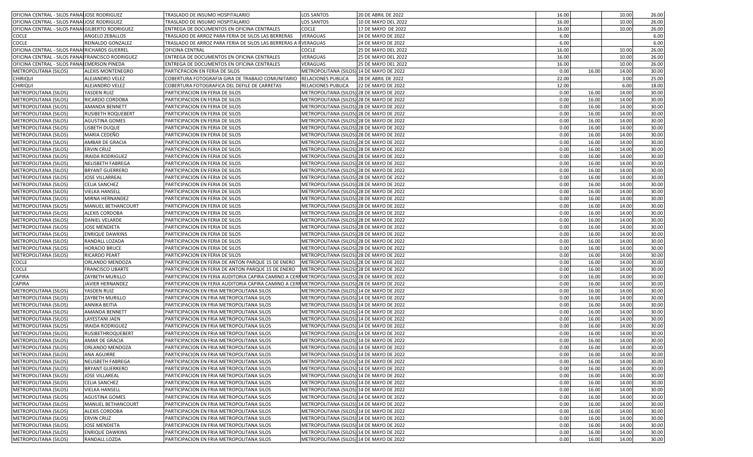| | | | | | | | | |
|---|---|---|---|---|---|---|---|---|
| OFICINA CENTRAL - SILOS PANA | JOSE RODRIGUEZ | TRASLADO DE INSUMO HOSPITALARIO | LOS SANTOS | 20 DE ABRIL DE 2022 | 16.00 | | 10.00 | 26.00 |
| OFICINA CENTRAL - SILOS PANA | JOSE RODRIGUEZ | TRASLADO DE INSUMO HOSPITALARIO | LOS SANTOS | 10 DE MAYO DEL 2022 | 16.00 | | 10.00 | 26.00 |
| OFICINA CENTRAL - SILOS PANA | GILBERTO RODRIGUEZ | ENTREGA DE DOCUMENTOS EN OFICINA CENTRALES | COCLE | 17 DE MAYO DE 2022 | 16.00 | | 10.00 | 26.00 |
| COCLE | ANGELO ZEBALLOS | TRASLADO DE ARROZ PARA FERIA DE SILOS LAS BERRERAS | VERAGUAS | 24 DE MAYO DE 2022 | 6.00 | | | 6.00 |
| COCLE | REINALDO GONZALEZ | TRASLADO DE ARROZ PARA FERIA DE SILOS LAS BERRERAS A F | VERAGUAS | 24 DE MAYO DE 2022 | 6.00 | | | 6.00 |
| OFICINA CENTRAL - SILOS PANA | RICHARDS GUERREL | OFICINA CENTRAL | COCLE | 25 DE MAYO DEL 2022 | 16.00 | | 10.00 | 26.00 |
| OFICINA CENTRAL - SILOS PANA | FRANCISCO RODRIGUEZ | ENTREGA DE DOCUMENTOS EN OFICINA CENTRALES | VERAGUAS | 25 DE MAYO DEL 2022 | 16.00 | | 10.00 | 26.00 |
| OFICINA CENTRAL - SILOS PANA | EMERSON PINEDA | ENTREGA DE DOCUMENTOS EN OFICINA CENTRALES | VERAGUAS | 25 DE MAYO DEL 2022 | 16.00 | | 10.00 | 26.00 |
| METROPOLITANA (SILOS) | ALEXIS MONTENEGRO | PARTICPACION EN FERIA DE SILOS | METROPOLITANA (SILOS) | 14 DE MAYO DE 2022 | 0.00 | 16.00 | 14.00 | 30.00 |
| CHIRIQUI | ALEJANDRO VELEZ | COBERTURA FOTOGRAFIA GIRA DE TRABAJO COMUNITARIO | RELACIONES PUBLICA | 28 DE ABRIL DE 2022 | 22.00 | | 3.00 | 25.00 |
| CHIRIQUI | ALEJANDRO VELEZ | COBERTURA FOTOGRAFICA DEL DEFILE DE CARRETAS | RELACIONES PUBLICA | 22 DE MAYO DE 2022 | 12.00 | | 6.00 | 18.00 |
| METROPOLITANA (SILOS) | YASDEN RUIZ | PARTICIPACION EN FERIA DE SILOS | METROPOLITANA (SILOS) | 28 DE MAYO DE 2022 | 0.00 | 16.00 | 14.00 | 30.00 |
| METROPOLITANA (SILOS) | RICARDO CORDOBA | PARTICIPACION EN FERIA DE SILOS | METROPOLITANA (SILOS) | 28 DE MAYO DE 2022 | 0.00 | 16.00 | 14.00 | 30.00 |
| METROPOLITANA (SILOS) | AMANDA BENNETT | PARTICIPACION EN FERIA DE SILOS | METROPOLITANA (SILOS) | 28 DE MAYO DE 2022 | 0.00 | 16.00 | 14.00 | 30.00 |
| METROPOLITANA (SILOS) | RUSIBETH ROQUEBERT | PARTICIPACION EN FERIA DE SILOS | METROPOLITANA (SILOS) | 28 DE MAYO DE 2022 | 0.00 | 16.00 | 14.00 | 30.00 |
| METROPOLITANA (SILOS) | AGUSTINA GOMES | PARTICIPACION EN FERIA DE SILOS | METROPOLITANA (SILOS) | 28 DE MAYO DE 2022 | 0.00 | 16.00 | 14.00 | 30.00 |
| METROPOLITANA (SILOS) | LISBETH DUQUE | PARTICIPACION EN FERIA DE SILOS | METROPOLITANA (SILOS) | 28 DE MAYO DE 2022 | 0.00 | 16.00 | 14.00 | 30.00 |
| METROPOLITANA (SILOS) | MARIA CEDEÑO | PARTICIPACION EN FERIA DE SILOS | METROPOLITANA (SILOS) | 28 DE MAYO DE 2022 | 0.00 | 16.00 | 14.00 | 30.00 |
| METROPOLITANA (SILOS) | AMBAR DE GRACIA | PARTICIPACION EN FERIA DE SILOS | METROPOLITANA (SILOS) | 28 DE MAYO DE 2022 | 0.00 | 16.00 | 14.00 | 30.00 |
| METROPOLITANA (SILOS) | ERVIN CRUZ | PARTICIPACION EN FERIA DE SILOS | METROPOLITANA (SILOS) | 28 DE MAYO DE 2022 | 0.00 | 16.00 | 14.00 | 30.00 |
| METROPOLITANA (SILOS) | IRAIDA RODRIGUEZ | PARTICIPACION EN FERIA DE SILOS | METROPOLITANA (SILOS) | 28 DE MAYO DE 2022 | 0.00 | 16.00 | 14.00 | 30.00 |
| METROPOLITANA (SILOS) | NELISBETH FABREGA | PARTICIPACION EN FERIA DE SILOS | METROPOLITANA (SILOS) | 28 DE MAYO DE 2022 | 0.00 | 16.00 | 14.00 | 30.00 |
| METROPOLITANA (SILOS) | BRYANT GUERRERO | PARTICIPACION EN FERIA DE SILOS | METROPOLITANA (SILOS) | 28 DE MAYO DE 2022 | 0.00 | 16.00 | 14.00 | 30.00 |
| METROPOLITANA (SILOS) | JOSE VILLARREAL | PARTICIPACION EN FERIA DE SILOS | METROPOLITANA (SILOS) | 28 DE MAYO DE 2022 | 0.00 | 16.00 | 14.00 | 30.00 |
| METROPOLITANA (SILOS) | CELIA SANCHEZ | PARTICIPACION EN FERIA DE SILOS | METROPOLITANA (SILOS) | 28 DE MAYO DE 2022 | 0.00 | 16.00 | 14.00 | 30.00 |
| METROPOLITANA (SILOS) | VIELKA HANSELL | PARTICIPACION EN FERIA DE SILOS | METROPOLITANA (SILOS) | 28 DE MAYO DE 2022 | 0.00 | 16.00 | 14.00 | 30.00 |
| METROPOLITANA (SILOS) | MIRNA HERNANDEZ | PARTICIPACION EN FERIA DE SILOS | METROPOLITANA (SILOS) | 28 DE MAYO DE 2022 | 0.00 | 16.00 | 14.00 | 30.00 |
| METROPOLITANA (SILOS) | MANUEL BETHANCOURT | PARTICIPACION EN FERIA DE SILOS | METROPOLITANA (SILOS) | 28 DE MAYO DE 2022 | 0.00 | 16.00 | 14.00 | 30.00 |
| METROPOLITANA (SILOS) | ALEXIS CORDOBA | PARTICIPACION EN FERIA DE SILOS | METROPOLITANA (SILOS) | 28 DE MAYO DE 2022 | 0.00 | 16.00 | 14.00 | 30.00 |
| METROPOLITANA (SILOS) | DANIEL VELARDE | PARTICIPACION EN FERIA DE SILOS | METROPOLITANA (SILOS) | 28 DE MAYO DE 2022 | 0.00 | 16.00 | 14.00 | 30.00 |
| METROPOLITANA (SILOS) | JOSE MENDIETA | PARTICIPACION EN FERIA DE SILOS | METROPOLITANA (SILOS) | 28 DE MAYO DE 2022 | 0.00 | 16.00 | 14.00 | 30.00 |
| METROPOLITANA (SILOS) | ENRIQUE DAWKINS | PARTICIPACION EN FERIA DE SILOS | METROPOLITANA (SILOS) | 28 DE MAYO DE 2022 | 0.00 | 16.00 | 14.00 | 30.00 |
| METROPOLITANA (SILOS) | RANDALL LOZADA | PARTICIPACION EN FERIA DE SILOS | METROPOLITANA (SILOS) | 28 DE MAYO DE 2022 | 0.00 | 16.00 | 14.00 | 30.00 |
| METROPOLITANA (SILOS) | HORACIO BRUCE | PARTICIPACION EN FERIA DE SILOS | METROPOLITANA (SILOS) | 28 DE MAYO DE 2022 | 0.00 | 16.00 | 14.00 | 30.00 |
| METROPOLITANA (SILOS) | RICARDO PEART | PARTICIPACION EN FERIA DE SILOS | METROPOLITANA (SILOS) | 28 DE MAYO DE 2022 | 0.00 | 16.00 | 14.00 | 30.00 |
| COCLE | ORLANDO MENDOZA | PARTICIPACION EN FERIA DE ANTON PARQUE 15 DE ENERO | METROPOLITANA (SILOS) | 28 DE MAYO DE 2022 | 0.00 | 16.00 | 14.00 | 30.00 |
| COCLE | FRANCISCO UBARTE | PARTICIPACION EN FERIA DE ANTON PARQUE 15 DE ENERO | METROPOLITANA (SILOS) | 28 DE MAYO DE 2022 | 0.00 | 16.00 | 14.00 | 30.00 |
| CAPIRA | ZAYBETH MURILLO | PARTICIPACION EN FERIA AUDITORIA CAPIRA CAMINO A CERN | METROPOLITANA (SILOS) | 28 DE MAYO DE 2022 | 0.00 | 16.00 | 14.00 | 30.00 |
| CAPIRA | JAVIER HERNANDEZ | PARTICIPACION EN FERIA AUDITORIA CAPIRA CAMINO A CERN | METROPOLITANA (SILOS) | 28 DE MAYO DE 2022 | 0.00 | 16.00 | 14.00 | 30.00 |
| METROPOLITANA (SILOS) | YASDEN RUIZ | PARTICIPACION EN FRIA METROPOLITANA SILOS | METROPOLITANA (SILOS) | 14 DE MAYO DE 2022 | 0.00 | 16.00 | 14.00 | 30.00 |
| METROPOLITANA (SILOS) | ZAYBETH MURILLO | PARTICIPACION EN FRIA METROPOLITANA SILOS | METROPOLITANA (SILOS) | 14 DE MAYO DE 2022 | 0.00 | 16.00 | 14.00 | 30.00 |
| METROPOLITANA (SILOS) | ANNIKA BEITIA | PARTICIPACION EN FRIA METROPOLITANA SILOS | METROPOLITANA (SILOS) | 14 DE MAYO DE 2022 | 0.00 | 16.00 | 14.00 | 30.00 |
| METROPOLITANA (SILOS) | AMANDA BENNETT | PARTICIPACION EN FRIA METROPOLITANA SILOS | METROPOLITANA (SILOS) | 14 DE MAYO DE 2022 | 0.00 | 16.00 | 14.00 | 30.00 |
| METROPOLITANA (SILOS) | LAYESTANI JAEN | PARTICIPACION EN FRIA METROPOLITANA SILOS | METROPOLITANA (SILOS) | 14 DE MAYO DE 2022 | 0.00 | 16.00 | 14.00 | 30.00 |
| METROPOLITANA (SILOS) | IRAIDA RODRIGUEZ | PARTICIPACION EN FRIA METROPOLITANA SILOS | METROPOLITANA (SILOS) | 14 DE MAYO DE 2022 | 0.00 | 16.00 | 14.00 | 30.00 |
| METROPOLITANA (SILOS) | RUSIBETHROQUEBERT | PARTICIPACION EN FRIA METROPOLITANA SILOS | METROPOLITANA (SILOS) | 14 DE MAYO DE 2022 | 0.00 | 16.00 | 14.00 | 30.00 |
| METROPOLITANA (SILOS) | AMAR DE GRACIA | PARTICIPACION EN FRIA METROPOLITANA SILOS | METROPOLITANA (SILOS) | 14 DE MAYO DE 2022 | 0.00 | 16.00 | 14.00 | 30.00 |
| METROPOLITANA (SILOS) | ORLANDO MENDOZA | PARTICIPACION EN FRIA METROPOLITANA SILOS | METROPOLITANA (SILOS) | 14 DE MAYO DE 2022 | 0.00 | 16.00 | 14.00 | 30.00 |
| METROPOLITANA (SILOS) | ANA AGUIRRE | PARTICIPACION EN FRIA METROPOLITANA SILOS | METROPOLITANA (SILOS) | 14 DE MAYO DE 2022 | 0.00 | 16.00 | 14.00 | 30.00 |
| METROPOLITANA (SILOS) | NELISBETH FABREGA | PARTICIPACION EN FRIA METROPOLITANA SILOS | METROPOLITANA (SILOS) | 14 DE MAYO DE 2022 | 0.00 | 16.00 | 14.00 | 30.00 |
| METROPOLITANA (SILOS) | BRYANT GUERRERO | PARTICIPACION EN FRIA METROPOLITANA SILOS | METROPOLITANA (SILOS) | 14 DE MAYO DE 2022 | 0.00 | 16.00 | 14.00 | 30.00 |
| METROPOLITANA (SILOS) | JOSE VILLAREAL | PARTICIPACION EN FRIA METROPOLITANA SILOS | METROPOLITANA (SILOS) | 14 DE MAYO DE 2022 | 0.00 | 16.00 | 14.00 | 30.00 |
| METROPOLITANA (SILOS) | CELIA SANCHEZ | PARTICIPACION EN FRIA METROPOLITANA SILOS | METROPOLITANA (SILOS) | 14 DE MAYO DE 2022 | 0.00 | 16.00 | 14.00 | 30.00 |
| METROPOLITANA (SILOS) | VIELKA HANSELL | PARTICIPACION EN FRIA METROPOLITANA SILOS | METROPOLITANA (SILOS) | 14 DE MAYO DE 2022 | 0.00 | 16.00 | 14.00 | 30.00 |
| METROPOLITANA (SILOS) | AGUSTINA GOMES | PARTICIPACION EN FRIA METROPOLITANA SILOS | METROPOLITANA (SILOS) | 14 DE MAYO DE 2022 | 0.00 | 16.00 | 14.00 | 30.00 |
| METROPOLITANA (SILOS) | MANUEL BETHANCOURT | PARTICIPACION EN FRIA METROPOLITANA SILOS | METROPOLITANA (SILOS) | 14 DE MAYO DE 2022 | 0.00 | 16.00 | 14.00 | 30.00 |
| METROPOLITANA (SILOS) | ALEXIS CORDOBA | PARTICIPACION EN FRIA METROPOLITANA SILOS | METROPOLITANA (SILOS) | 14 DE MAYO DE 2022 | 0.00 | 16.00 | 14.00 | 30.00 |
| METROPOLITANA (SILOS) | ERVIN CRUZ | PARTICIPACION EN FRIA METROPOLITANA SILOS | METROPOLITANA (SILOS) | 14 DE MAYO DE 2022 | 0.00 | 16.00 | 14.00 | 30.00 |
| METROPOLITANA (SILOS) | JOSE MENDIETA | PARTICIPACION EN FRIA METROPOLITANA SILOS | METROPOLITANA (SILOS) | 14 DE MAYO DE 2022 | 0.00 | 16.00 | 14.00 | 30.00 |
| METROPOLITANA (SILOS) | ENRIQUE DAWKINS | PARTICIPACION EN FRIA METROPOLITANA SILOS | METROPOLITANA (SILOS) | 14 DE MAYO DE 2022 | 0.00 | 16.00 | 14.00 | 30.00 |
| METROPOLITANA (SILOS) | RANDALL LOZDA | PARTICIPACION EN FRIA METROPOLITANA SILOS | METROPOLITANA (SILOS) | 14 DE MAYO DE 2022 | 0.00 | 16.00 | 14.00 | 30.00 |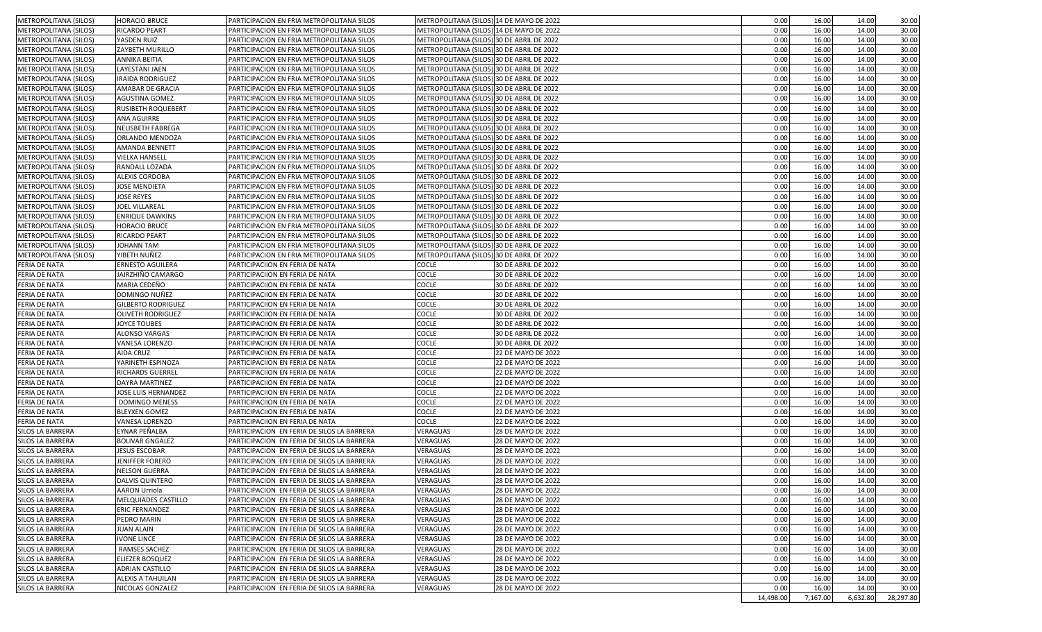| | | | | | | | | |
|---|---|---|---|---|---|---|---|---|
| METROPOLITANA (SILOS) | HORACIO BRUCE | PARTICIPACION EN FRIA METROPOLITANA SILOS | METROPOLITANA (SILOS) | 14 DE MAYO DE 2022 | 0.00 | 16.00 | 14.00 | 30.00 |
| METROPOLITANA (SILOS) | RICARDO PEART | PARTICIPACION EN FRIA METROPOLITANA SILOS | METROPOLITANA (SILOS) | 14 DE MAYO DE 2022 | 0.00 | 16.00 | 14.00 | 30.00 |
| METROPOLITANA (SILOS) | YASDEN RUIZ | PARTICIPACION EN FRIA METROPOLITANA SILOS | METROPOLITANA (SILOS) | 30 DE ABRIL DE 2022 | 0.00 | 16.00 | 14.00 | 30.00 |
| METROPOLITANA (SILOS) | ZAYBETH MURILLO | PARTICIPACION EN FRIA METROPOLITANA SILOS | METROPOLITANA (SILOS) | 30 DE ABRIL DE 2022 | 0.00 | 16.00 | 14.00 | 30.00 |
| METROPOLITANA (SILOS) | ANNIKA BEITIA | PARTICIPACION EN FRIA METROPOLITANA SILOS | METROPOLITANA (SILOS) | 30 DE ABRIL DE 2022 | 0.00 | 16.00 | 14.00 | 30.00 |
| METROPOLITANA (SILOS) | LAYESTANI JAEN | PARTICIPACION EN FRIA METROPOLITANA SILOS | METROPOLITANA (SILOS) | 30 DE ABRIL DE 2022 | 0.00 | 16.00 | 14.00 | 30.00 |
| METROPOLITANA (SILOS) | IRAIDA RODRIGUEZ | PARTICIPACION EN FRIA METROPOLITANA SILOS | METROPOLITANA (SILOS) | 30 DE ABRIL DE 2022 | 0.00 | 16.00 | 14.00 | 30.00 |
| METROPOLITANA (SILOS) | AMABAR DE GRACIA | PARTICIPACION EN FRIA METROPOLITANA SILOS | METROPOLITANA (SILOS) | 30 DE ABRIL DE 2022 | 0.00 | 16.00 | 14.00 | 30.00 |
| METROPOLITANA (SILOS) | AGUSTINA GOMEZ | PARTICIPACION EN FRIA METROPOLITANA SILOS | METROPOLITANA (SILOS) | 30 DE ABRIL DE 2022 | 0.00 | 16.00 | 14.00 | 30.00 |
| METROPOLITANA (SILOS) | RUSIBETH ROQUEBERT | PARTICIPACION EN FRIA METROPOLITANA SILOS | METROPOLITANA (SILOS) | 30 DE ABRIL DE 2022 | 0.00 | 16.00 | 14.00 | 30.00 |
| METROPOLITANA (SILOS) | ANA AGUIRRE | PARTICIPACION EN FRIA METROPOLITANA SILOS | METROPOLITANA (SILOS) | 30 DE ABRIL DE 2022 | 0.00 | 16.00 | 14.00 | 30.00 |
| METROPOLITANA (SILOS) | NELISBETH FABREGA | PARTICIPACION EN FRIA METROPOLITANA SILOS | METROPOLITANA (SILOS) | 30 DE ABRIL DE 2022 | 0.00 | 16.00 | 14.00 | 30.00 |
| METROPOLITANA (SILOS) | ORLANDO MENDOZA | PARTICIPACION EN FRIA METROPOLITANA SILOS | METROPOLITANA (SILOS) | 30 DE ABRIL DE 2022 | 0.00 | 16.00 | 14.00 | 30.00 |
| METROPOLITANA (SILOS) | AMANDA BENNETT | PARTICIPACION EN FRIA METROPOLITANA SILOS | METROPOLITANA (SILOS) | 30 DE ABRIL DE 2022 | 0.00 | 16.00 | 14.00 | 30.00 |
| METROPOLITANA (SILOS) | VIELKA HANSELL | PARTICIPACION EN FRIA METROPOLITANA SILOS | METROPOLITANA (SILOS) | 30 DE ABRIL DE 2022 | 0.00 | 16.00 | 14.00 | 30.00 |
| METROPOLITANA (SILOS) | RANDALL LOZADA | PARTICIPACION EN FRIA METROPOLITANA SILOS | METROPOLITANA (SILOS) | 30 DE ABRIL DE 2022 | 0.00 | 16.00 | 14.00 | 30.00 |
| METROPOLITANA (SILOS) | ALEXIS CORDOBA | PARTICIPACION EN FRIA METROPOLITANA SILOS | METROPOLITANA (SILOS) | 30 DE ABRIL DE 2022 | 0.00 | 16.00 | 14.00 | 30.00 |
| METROPOLITANA (SILOS) | JOSE MENDIETA | PARTICIPACION EN FRIA METROPOLITANA SILOS | METROPOLITANA (SILOS) | 30 DE ABRIL DE 2022 | 0.00 | 16.00 | 14.00 | 30.00 |
| METROPOLITANA (SILOS) | JOSE REYES | PARTICIPACION EN FRIA METROPOLITANA SILOS | METROPOLITANA (SILOS) | 30 DE ABRIL DE 2022 | 0.00 | 16.00 | 14.00 | 30.00 |
| METROPOLITANA (SILOS) | JOEL VILLAREAL | PARTICIPACION EN FRIA METROPOLITANA SILOS | METROPOLITANA (SILOS) | 30 DE ABRIL DE 2022 | 0.00 | 16.00 | 14.00 | 30.00 |
| METROPOLITANA (SILOS) | ENRIQUE DAWKINS | PARTICIPACION EN FRIA METROPOLITANA SILOS | METROPOLITANA (SILOS) | 30 DE ABRIL DE 2022 | 0.00 | 16.00 | 14.00 | 30.00 |
| METROPOLITANA (SILOS) | HORACIO BRUCE | PARTICIPACION EN FRIA METROPOLITANA SILOS | METROPOLITANA (SILOS) | 30 DE ABRIL DE 2022 | 0.00 | 16.00 | 14.00 | 30.00 |
| METROPOLITANA (SILOS) | RICARDO PEART | PARTICIPACION EN FRIA METROPOLITANA SILOS | METROPOLITANA (SILOS) | 30 DE ABRIL DE 2022 | 0.00 | 16.00 | 14.00 | 30.00 |
| METROPOLITANA (SILOS) | JOHANN TAM | PARTICIPACION EN FRIA METROPOLITANA SILOS | METROPOLITANA (SILOS) | 30 DE ABRIL DE 2022 | 0.00 | 16.00 | 14.00 | 30.00 |
| METROPOLITANA (SILOS) | YIBETH NUÑEZ | PARTICIPACION EN FRIA METROPOLITANA SILOS | METROPOLITANA (SILOS) | 30 DE ABRIL DE 2022 | 0.00 | 16.00 | 14.00 | 30.00 |
| FERIA DE NATA | ERNESTO AGUILERA | PARTICIPACIION EN FERIA DE NATA | COCLE | 30 DE ABRIL DE 2022 | 0.00 | 16.00 | 14.00 | 30.00 |
| FERIA DE NATA | JAIRZHIÑO CAMARGO | PARTICIPACIION EN FERIA DE NATA | COCLE | 30 DE ABRIL DE 2022 | 0.00 | 16.00 | 14.00 | 30.00 |
| FERIA DE NATA | MARIA CEDEÑO | PARTICIPACIION EN FERIA DE NATA | COCLE | 30 DE ABRIL DE 2022 | 0.00 | 16.00 | 14.00 | 30.00 |
| FERIA DE NATA | DOMINGO NUÑEZ | PARTICIPACIION EN FERIA DE NATA | COCLE | 30 DE ABRIL DE 2022 | 0.00 | 16.00 | 14.00 | 30.00 |
| FERIA DE NATA | GILBERTO RODRIGUEZ | PARTICIPACIION EN FERIA DE NATA | COCLE | 30 DE ABRIL DE 2022 | 0.00 | 16.00 | 14.00 | 30.00 |
| FERIA DE NATA | OLIVETH RODRIGUEZ | PARTICIPACIION EN FERIA DE NATA | COCLE | 30 DE ABRIL DE 2022 | 0.00 | 16.00 | 14.00 | 30.00 |
| FERIA DE NATA | JOYCE TOUBES | PARTICIPACIION EN FERIA DE NATA | COCLE | 30 DE ABRIL DE 2022 | 0.00 | 16.00 | 14.00 | 30.00 |
| FERIA DE NATA | ALONSO VARGAS | PARTICIPACIION EN FERIA DE NATA | COCLE | 30 DE ABRIL DE 2022 | 0.00 | 16.00 | 14.00 | 30.00 |
| FERIA DE NATA | VANESA LORENZO | PARTICIPACIION EN FERIA DE NATA | COCLE | 30 DE ABRIL DE 2022 | 0.00 | 16.00 | 14.00 | 30.00 |
| FERIA DE NATA | AIDA CRUZ | PARTICIPACIION EN FERIA DE NATA | COCLE | 22 DE MAYO DE 2022 | 0.00 | 16.00 | 14.00 | 30.00 |
| FERIA DE NATA | YARINETH ESPINOZA | PARTICIPACIION EN FERIA DE NATA | COCLE | 22 DE MAYO DE 2022 | 0.00 | 16.00 | 14.00 | 30.00 |
| FERIA DE NATA | RICHARDS GUERREL | PARTICIPACIION EN FERIA DE NATA | COCLE | 22 DE MAYO DE 2022 | 0.00 | 16.00 | 14.00 | 30.00 |
| FERIA DE NATA | DAYRA MARTINEZ | PARTICIPACIION EN FERIA DE NATA | COCLE | 22 DE MAYO DE 2022 | 0.00 | 16.00 | 14.00 | 30.00 |
| FERIA DE NATA | JOSE LUIS HERNANDEZ | PARTICIPACIION EN FERIA DE NATA | COCLE | 22 DE MAYO DE 2022 | 0.00 | 16.00 | 14.00 | 30.00 |
| FERIA DE NATA | DOMINGO MENESS | PARTICIPACIION EN FERIA DE NATA | COCLE | 22 DE MAYO DE 2022 | 0.00 | 16.00 | 14.00 | 30.00 |
| FERIA DE NATA | BLEYXEN GOMEZ | PARTICIPACIION EN FERIA DE NATA | COCLE | 22 DE MAYO DE 2022 | 0.00 | 16.00 | 14.00 | 30.00 |
| FERIA DE NATA | VANESA LORENZO | PARTICIPACIION EN FERIA DE NATA | COCLE | 22 DE MAYO DE 2022 | 0.00 | 16.00 | 14.00 | 30.00 |
| SILOS LA BARRERA | EYNAR PEÑALBA | PARTICIPACION EN FERIA DE SILOS LA BARRERA | VERAGUAS | 28 DE MAYO DE 2022 | 0.00 | 16.00 | 14.00 | 30.00 |
| SILOS LA BARRERA | BOLIVAR GNGALEZ | PARTICIPACION EN FERIA DE SILOS LA BARRERA | VERAGUAS | 28 DE MAYO DE 2022 | 0.00 | 16.00 | 14.00 | 30.00 |
| SILOS LA BARRERA | JESUS ESCOBAR | PARTICIPACION EN FERIA DE SILOS LA BARRERA | VERAGUAS | 28 DE MAYO DE 2022 | 0.00 | 16.00 | 14.00 | 30.00 |
| SILOS LA BARRERA | JENIFFER FORERO | PARTICIPACION EN FERIA DE SILOS LA BARRERA | VERAGUAS | 28 DE MAYO DE 2022 | 0.00 | 16.00 | 14.00 | 30.00 |
| SILOS LA BARRERA | NELSON GUERRA | PARTICIPACION EN FERIA DE SILOS LA BARRERA | VERAGUAS | 28 DE MAYO DE 2022 | 0.00 | 16.00 | 14.00 | 30.00 |
| SILOS LA BARRERA | DALVIS QUINTERO | PARTICIPACION EN FERIA DE SILOS LA BARRERA | VERAGUAS | 28 DE MAYO DE 2022 | 0.00 | 16.00 | 14.00 | 30.00 |
| SILOS LA BARRERA | AARON Urriola | PARTICIPACION EN FERIA DE SILOS LA BARRERA | VERAGUAS | 28 DE MAYO DE 2022 | 0.00 | 16.00 | 14.00 | 30.00 |
| SILOS LA BARRERA | MELQUIADES CASTILLO | PARTICIPACION EN FERIA DE SILOS LA BARRERA | VERAGUAS | 28 DE MAYO DE 2022 | 0.00 | 16.00 | 14.00 | 30.00 |
| SILOS LA BARRERA | ERIC FERNANDEZ | PARTICIPACION EN FERIA DE SILOS LA BARRERA | VERAGUAS | 28 DE MAYO DE 2022 | 0.00 | 16.00 | 14.00 | 30.00 |
| SILOS LA BARRERA | PEDRO MARIN | PARTICIPACION EN FERIA DE SILOS LA BARRERA | VERAGUAS | 28 DE MAYO DE 2022 | 0.00 | 16.00 | 14.00 | 30.00 |
| SILOS LA BARRERA | JUAN ALAIN | PARTICIPACION EN FERIA DE SILOS LA BARRERA | VERAGUAS | 28 DE MAYO DE 2022 | 0.00 | 16.00 | 14.00 | 30.00 |
| SILOS LA BARRERA | IVONE LINCE | PARTICIPACION EN FERIA DE SILOS LA BARRERA | VERAGUAS | 28 DE MAYO DE 2022 | 0.00 | 16.00 | 14.00 | 30.00 |
| SILOS LA BARRERA | RAMSES SACHEZ | PARTICIPACION EN FERIA DE SILOS LA BARRERA | VERAGUAS | 28 DE MAYO DE 2022 | 0.00 | 16.00 | 14.00 | 30.00 |
| SILOS LA BARRERA | ELIEZER BOSQUEZ | PARTICIPACION EN FERIA DE SILOS LA BARRERA | VERAGUAS | 28 DE MAYO DE 2022 | 0.00 | 16.00 | 14.00 | 30.00 |
| SILOS LA BARRERA | ADRIAN CASTILLO | PARTICIPACION EN FERIA DE SILOS LA BARRERA | VERAGUAS | 28 DE MAYO DE 2022 | 0.00 | 16.00 | 14.00 | 30.00 |
| SILOS LA BARRERA | ALEXIS A TAHUILAN | PARTICIPACION EN FERIA DE SILOS LA BARRERA | VERAGUAS | 28 DE MAYO DE 2022 | 0.00 | 16.00 | 14.00 | 30.00 |
| SILOS LA BARRERA | NICOLAS GONZALEZ | PARTICIPACION EN FERIA DE SILOS LA BARRERA | VERAGUAS | 28 DE MAYO DE 2022 | 0.00 | 16.00 | 14.00 | 30.00 |
| | | | | | 14,498.00 | 7,167.00 | 6,632.80 | 28,297.80 |